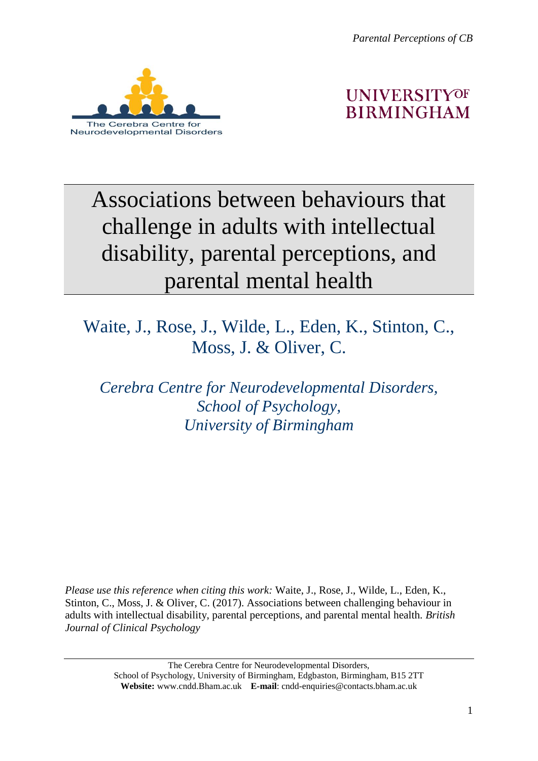The Cerebra Centre for Neurodevelopmental Disorders

UNIVERSITY OF BIRMINGHAM

# Associations between behaviours that challenge in adults with intellectual disability, parental perceptions, and parental mental health

Waite, J., Rose, J., Wilde, L., Eden, K., Stinton, C., Moss, J. & Oliver, C.

*Cerebra Centre for Neurodevelopmental Disorders,*
*School of Psychology,*
*University of Birmingham*

*Please use this reference when citing this work:* Waite, J., Rose, J., Wilde, L., Eden, K., Stinton, C., Moss, J. & Oliver, C. (2017). Associations between challenging behaviour in adults with intellectual disability, parental perceptions, and parental mental health. *British Journal of Clinical Psychology*

The Cerebra Centre for Neurodevelopmental Disorders,
School of Psychology, University of Birmingham, Edgbaston, Birmingham, B15 2TT
**Website:** www.cndd.Bham.ac.uk **E-mail**: cndd-enquiries@contacts.bham.ac.uk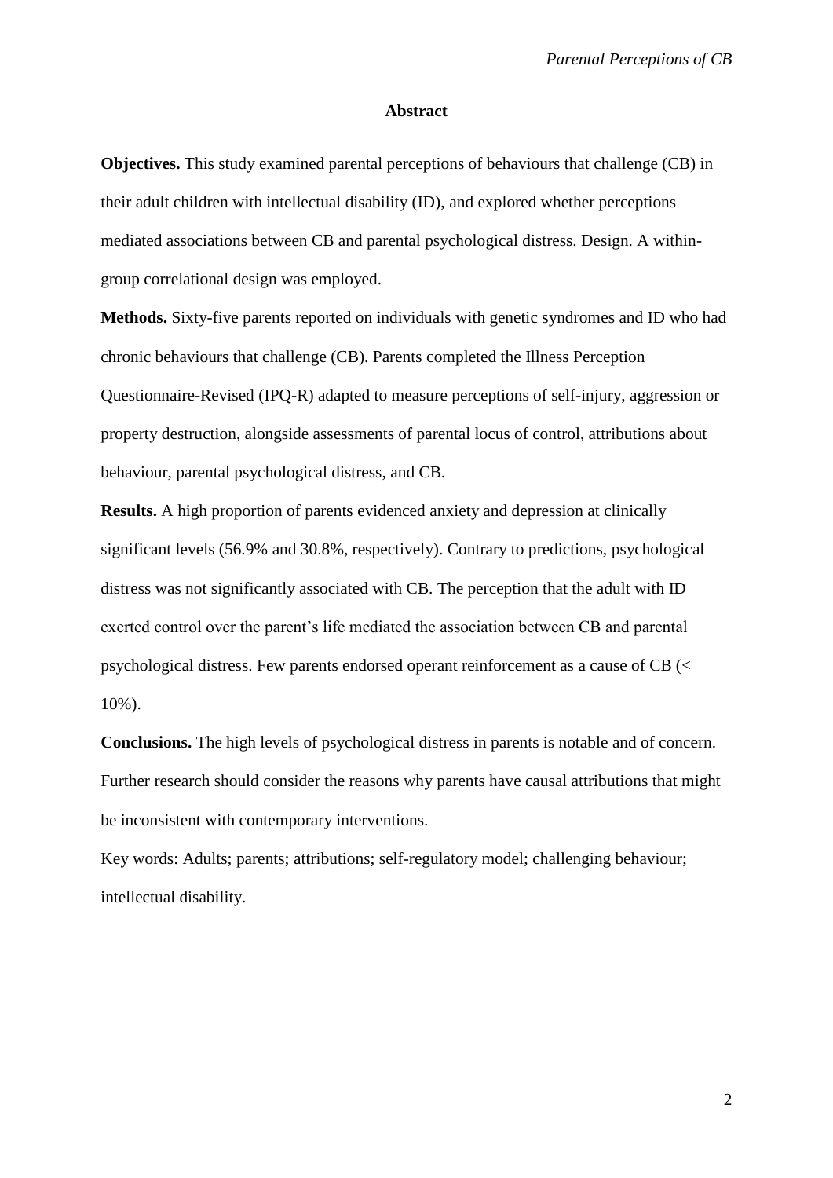# Abstract

**Objectives.** This study examined parental perceptions of behaviours that challenge (CB) in their adult children with intellectual disability (ID), and explored whether perceptions mediated associations between CB and parental psychological distress. Design. A within-group correlational design was employed.

**Methods.** Sixty-five parents reported on individuals with genetic syndromes and ID who had chronic behaviours that challenge (CB). Parents completed the Illness Perception Questionnaire-Revised (IPQ-R) adapted to measure perceptions of self-injury, aggression or property destruction, alongside assessments of parental locus of control, attributions about behaviour, parental psychological distress, and CB.

**Results.** A high proportion of parents evidenced anxiety and depression at clinically significant levels (56.9% and 30.8%, respectively). Contrary to predictions, psychological distress was not significantly associated with CB. The perception that the adult with ID exerted control over the parent's life mediated the association between CB and parental psychological distress. Few parents endorsed operant reinforcement as a cause of CB (< 10%).

**Conclusions.** The high levels of psychological distress in parents is notable and of concern. Further research should consider the reasons why parents have causal attributions that might be inconsistent with contemporary interventions.

Key words: Adults; parents; attributions; self-regulatory model; challenging behaviour; intellectual disability.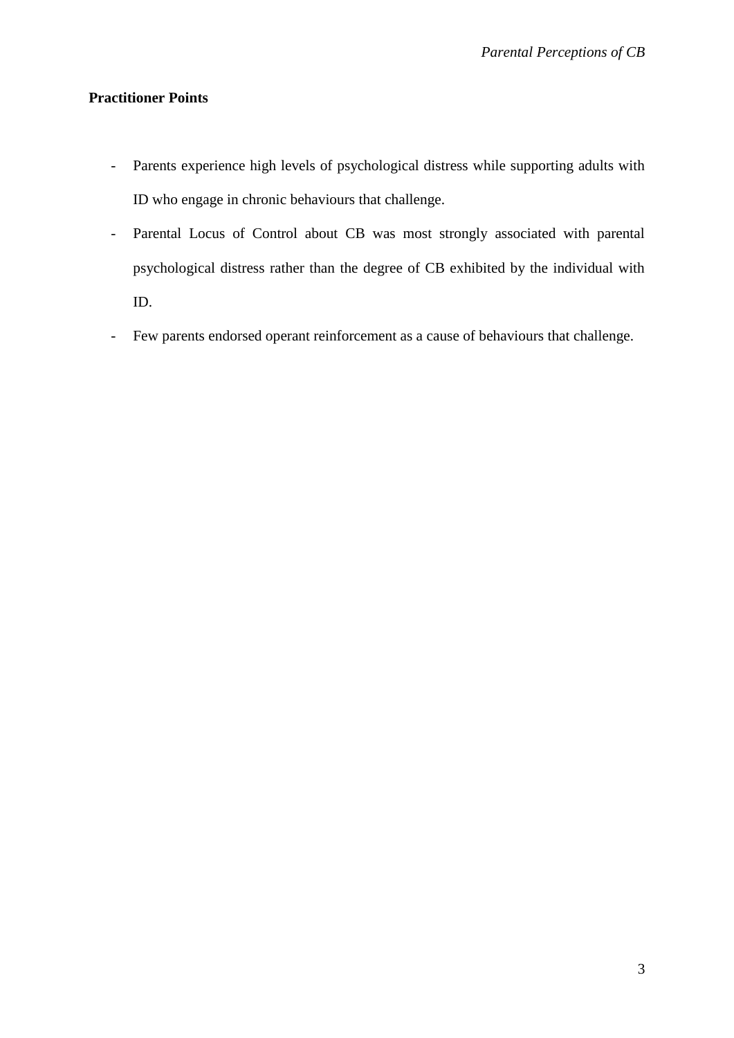**Practitioner Points**

- Parents experience high levels of psychological distress while supporting adults with ID who engage in chronic behaviours that challenge.
- Parental Locus of Control about CB was most strongly associated with parental psychological distress rather than the degree of CB exhibited by the individual with ID.
- Few parents endorsed operant reinforcement as a cause of behaviours that challenge.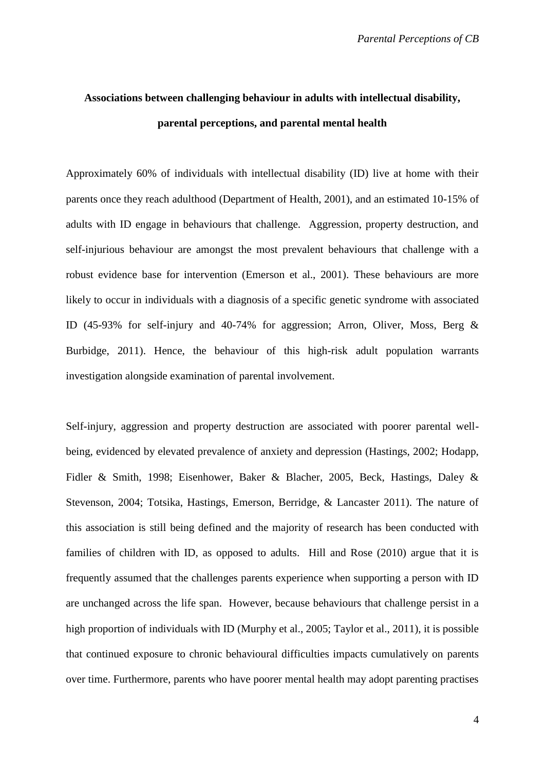**Associations between challenging behaviour in adults with intellectual disability, parental perceptions, and parental mental health**

Approximately 60% of individuals with intellectual disability (ID) live at home with their parents once they reach adulthood (Department of Health, 2001), and an estimated 10-15% of adults with ID engage in behaviours that challenge. Aggression, property destruction, and self-injurious behaviour are amongst the most prevalent behaviours that challenge with a robust evidence base for intervention (Emerson et al., 2001). These behaviours are more likely to occur in individuals with a diagnosis of a specific genetic syndrome with associated ID (45-93% for self-injury and 40-74% for aggression; Arron, Oliver, Moss, Berg & Burbidge, 2011). Hence, the behaviour of this high-risk adult population warrants investigation alongside examination of parental involvement.

Self-injury, aggression and property destruction are associated with poorer parental well-being, evidenced by elevated prevalence of anxiety and depression (Hastings, 2002; Hodapp, Fidler & Smith, 1998; Eisenhower, Baker & Blacher, 2005, Beck, Hastings, Daley & Stevenson, 2004; Totsika, Hastings, Emerson, Berridge, & Lancaster 2011). The nature of this association is still being defined and the majority of research has been conducted with families of children with ID, as opposed to adults. Hill and Rose (2010) argue that it is frequently assumed that the challenges parents experience when supporting a person with ID are unchanged across the life span. However, because behaviours that challenge persist in a high proportion of individuals with ID (Murphy et al., 2005; Taylor et al., 2011), it is possible that continued exposure to chronic behavioural difficulties impacts cumulatively on parents over time. Furthermore, parents who have poorer mental health may adopt parenting practises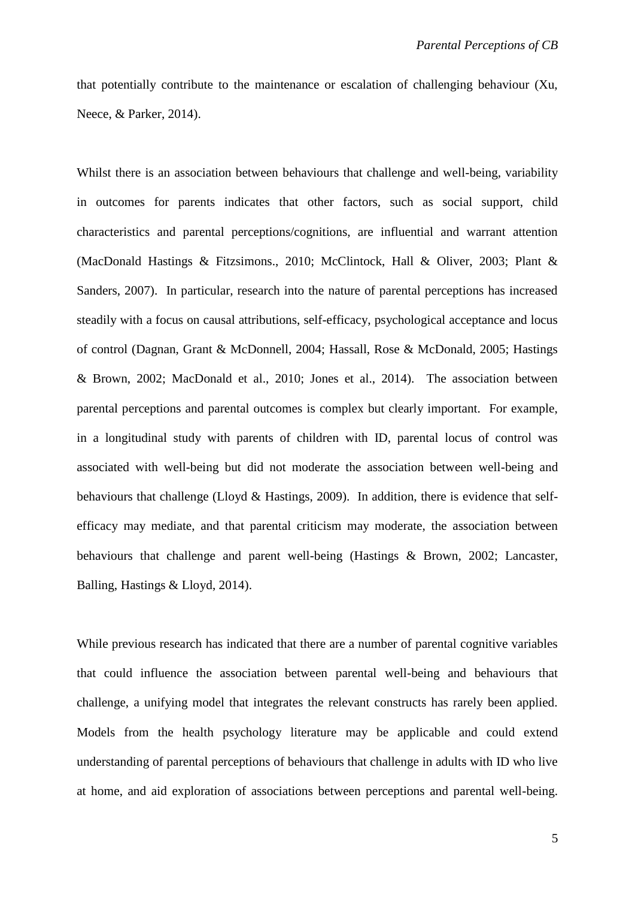that potentially contribute to the maintenance or escalation of challenging behaviour (Xu, Neece, & Parker, 2014).

Whilst there is an association between behaviours that challenge and well-being, variability in outcomes for parents indicates that other factors, such as social support, child characteristics and parental perceptions/cognitions, are influential and warrant attention (MacDonald Hastings & Fitzsimons., 2010; McClintock, Hall & Oliver, 2003; Plant & Sanders, 2007). In particular, research into the nature of parental perceptions has increased steadily with a focus on causal attributions, self-efficacy, psychological acceptance and locus of control (Dagnan, Grant & McDonnell, 2004; Hassall, Rose & McDonald, 2005; Hastings & Brown, 2002; MacDonald et al., 2010; Jones et al., 2014). The association between parental perceptions and parental outcomes is complex but clearly important. For example, in a longitudinal study with parents of children with ID, parental locus of control was associated with well-being but did not moderate the association between well-being and behaviours that challenge (Lloyd & Hastings, 2009). In addition, there is evidence that self-efficacy may mediate, and that parental criticism may moderate, the association between behaviours that challenge and parent well-being (Hastings & Brown, 2002; Lancaster, Balling, Hastings & Lloyd, 2014).

While previous research has indicated that there are a number of parental cognitive variables that could influence the association between parental well-being and behaviours that challenge, a unifying model that integrates the relevant constructs has rarely been applied. Models from the health psychology literature may be applicable and could extend understanding of parental perceptions of behaviours that challenge in adults with ID who live at home, and aid exploration of associations between perceptions and parental well-being.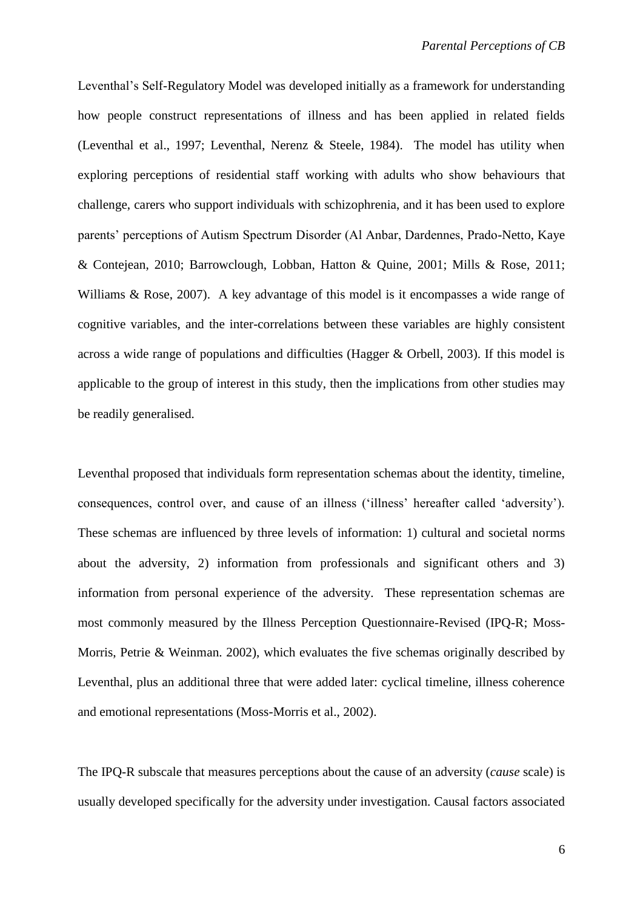Leventhal's Self-Regulatory Model was developed initially as a framework for understanding how people construct representations of illness and has been applied in related fields (Leventhal et al., 1997; Leventhal, Nerenz & Steele, 1984). The model has utility when exploring perceptions of residential staff working with adults who show behaviours that challenge, carers who support individuals with schizophrenia, and it has been used to explore parents' perceptions of Autism Spectrum Disorder (Al Anbar, Dardennes, Prado-Netto, Kaye & Contejean, 2010; Barrowclough, Lobban, Hatton & Quine, 2001; Mills & Rose, 2011; Williams & Rose, 2007). A key advantage of this model is it encompasses a wide range of cognitive variables, and the inter-correlations between these variables are highly consistent across a wide range of populations and difficulties (Hagger & Orbell, 2003). If this model is applicable to the group of interest in this study, then the implications from other studies may be readily generalised.

Leventhal proposed that individuals form representation schemas about the identity, timeline, consequences, control over, and cause of an illness ('illness' hereafter called 'adversity'). These schemas are influenced by three levels of information: 1) cultural and societal norms about the adversity, 2) information from professionals and significant others and 3) information from personal experience of the adversity. These representation schemas are most commonly measured by the Illness Perception Questionnaire-Revised (IPQ-R; Moss-Morris, Petrie & Weinman. 2002), which evaluates the five schemas originally described by Leventhal, plus an additional three that were added later: cyclical timeline, illness coherence and emotional representations (Moss-Morris et al., 2002).

The IPQ-R subscale that measures perceptions about the cause of an adversity (*cause* scale) is usually developed specifically for the adversity under investigation. Causal factors associated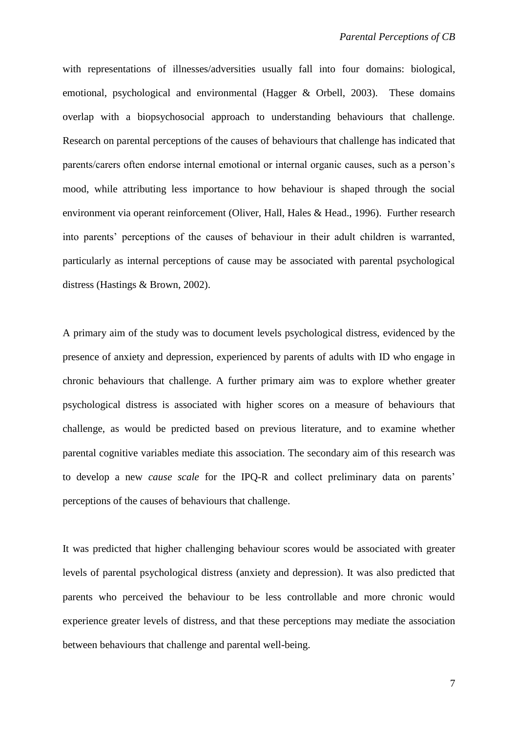with representations of illnesses/adversities usually fall into four domains: biological, emotional, psychological and environmental (Hagger & Orbell, 2003). These domains overlap with a biopsychosocial approach to understanding behaviours that challenge. Research on parental perceptions of the causes of behaviours that challenge has indicated that parents/carers often endorse internal emotional or internal organic causes, such as a person's mood, while attributing less importance to how behaviour is shaped through the social environment via operant reinforcement (Oliver, Hall, Hales & Head., 1996). Further research into parents' perceptions of the causes of behaviour in their adult children is warranted, particularly as internal perceptions of cause may be associated with parental psychological distress (Hastings & Brown, 2002).

A primary aim of the study was to document levels psychological distress, evidenced by the presence of anxiety and depression, experienced by parents of adults with ID who engage in chronic behaviours that challenge. A further primary aim was to explore whether greater psychological distress is associated with higher scores on a measure of behaviours that challenge, as would be predicted based on previous literature, and to examine whether parental cognitive variables mediate this association. The secondary aim of this research was to develop a new *cause scale* for the IPQ-R and collect preliminary data on parents' perceptions of the causes of behaviours that challenge.

It was predicted that higher challenging behaviour scores would be associated with greater levels of parental psychological distress (anxiety and depression). It was also predicted that parents who perceived the behaviour to be less controllable and more chronic would experience greater levels of distress, and that these perceptions may mediate the association between behaviours that challenge and parental well-being.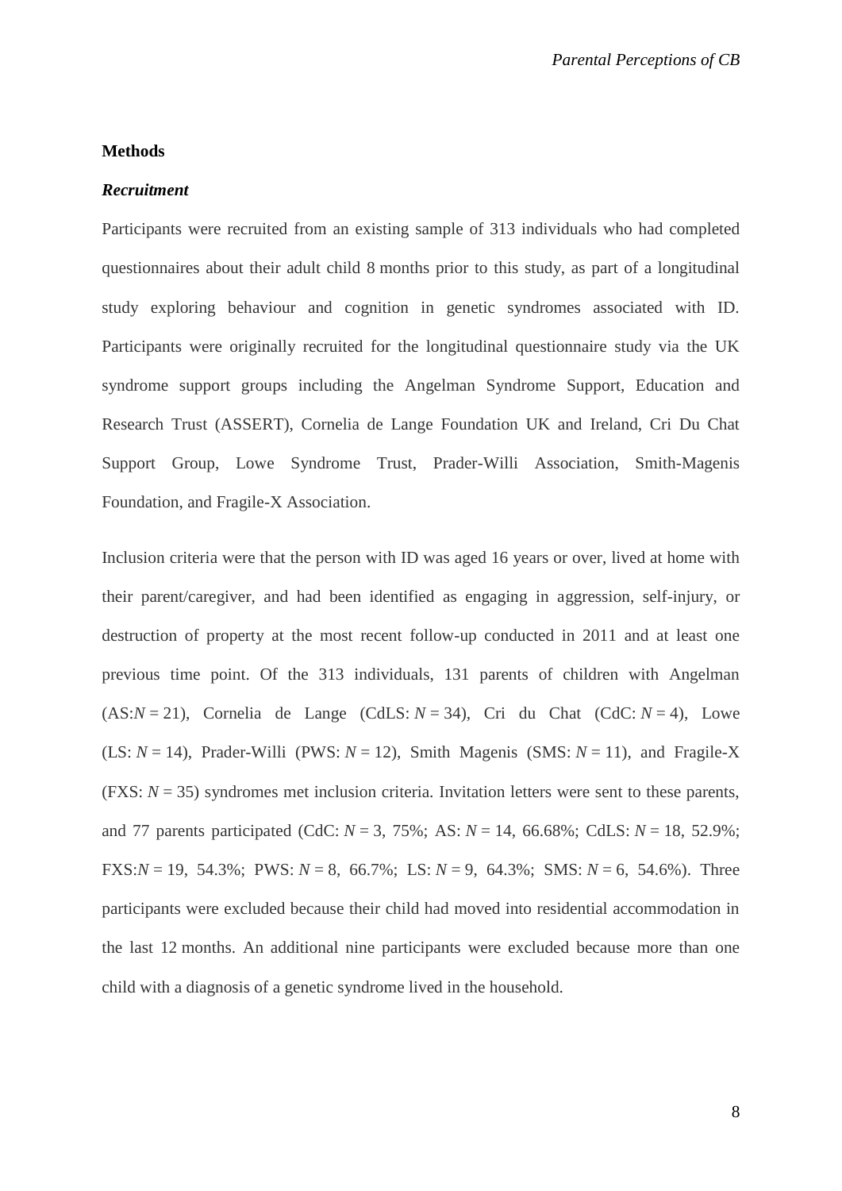## Methods

### *Recruitment*

Participants were recruited from an existing sample of 313 individuals who had completed questionnaires about their adult child 8 months prior to this study, as part of a longitudinal study exploring behaviour and cognition in genetic syndromes associated with ID. Participants were originally recruited for the longitudinal questionnaire study via the UK syndrome support groups including the Angelman Syndrome Support, Education and Research Trust (ASSERT), Cornelia de Lange Foundation UK and Ireland, Cri Du Chat Support Group, Lowe Syndrome Trust, Prader-Willi Association, Smith-Magenis Foundation, and Fragile-X Association.

Inclusion criteria were that the person with ID was aged 16 years or over, lived at home with their parent/caregiver, and had been identified as engaging in aggression, self-injury, or destruction of property at the most recent follow-up conducted in 2011 and at least one previous time point. Of the 313 individuals, 131 parents of children with Angelman (AS:*N* = 21), Cornelia de Lange (CdLS: *N* = 34), Cri du Chat (CdC: *N* = 4), Lowe (LS: *N* = 14), Prader-Willi (PWS: *N* = 12), Smith Magenis (SMS: *N* = 11), and Fragile-X (FXS: *N* = 35) syndromes met inclusion criteria. Invitation letters were sent to these parents, and 77 parents participated (CdC: *N* = 3, 75%; AS: *N* = 14, 66.68%; CdLS: *N* = 18, 52.9%; FXS:*N* = 19, 54.3%; PWS: *N* = 8, 66.7%; LS: *N* = 9, 64.3%; SMS: *N* = 6, 54.6%). Three participants were excluded because their child had moved into residential accommodation in the last 12 months. An additional nine participants were excluded because more than one child with a diagnosis of a genetic syndrome lived in the household.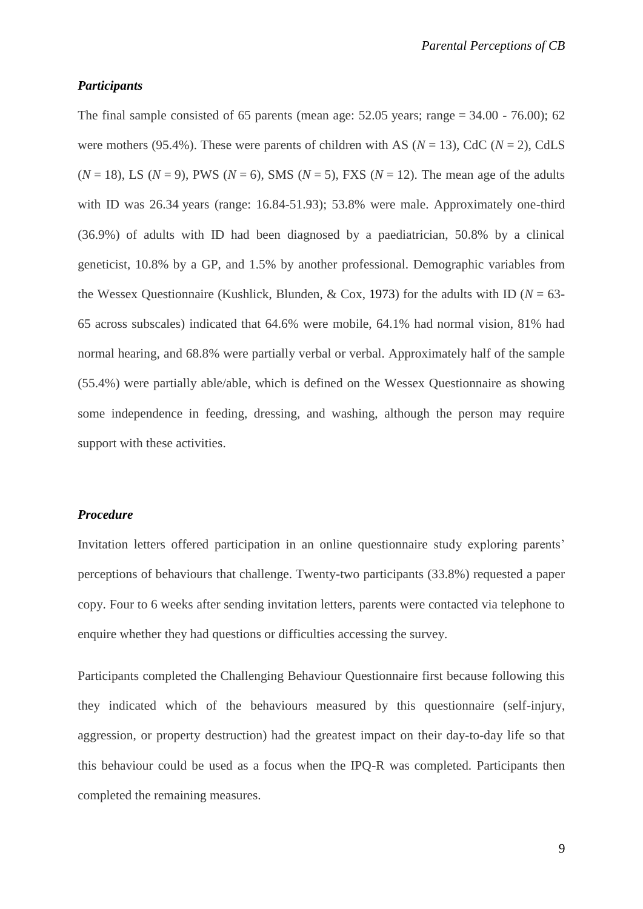### *Participants*

The final sample consisted of 65 parents (mean age: 52.05 years; range = 34.00 - 76.00); 62 were mothers (95.4%). These were parents of children with AS ($N$ = 13), CdC ($N$ = 2), CdLS ($N$ = 18), LS ($N$ = 9), PWS ($N$ = 6), SMS ($N$ = 5), FXS ($N$ = 12). The mean age of the adults with ID was 26.34 years (range: 16.84-51.93); 53.8% were male. Approximately one-third (36.9%) of adults with ID had been diagnosed by a paediatrician, 50.8% by a clinical geneticist, 10.8% by a GP, and 1.5% by another professional. Demographic variables from the Wessex Questionnaire (Kushlick, Blunden, & Cox, 1973) for the adults with ID ($N$ = 63-65 across subscales) indicated that 64.6% were mobile, 64.1% had normal vision, 81% had normal hearing, and 68.8% were partially verbal or verbal. Approximately half of the sample (55.4%) were partially able/able, which is defined on the Wessex Questionnaire as showing some independence in feeding, dressing, and washing, although the person may require support with these activities.

### *Procedure*

Invitation letters offered participation in an online questionnaire study exploring parents' perceptions of behaviours that challenge. Twenty-two participants (33.8%) requested a paper copy. Four to 6 weeks after sending invitation letters, parents were contacted via telephone to enquire whether they had questions or difficulties accessing the survey.

Participants completed the Challenging Behaviour Questionnaire first because following this they indicated which of the behaviours measured by this questionnaire (self-injury, aggression, or property destruction) had the greatest impact on their day-to-day life so that this behaviour could be used as a focus when the IPQ-R was completed. Participants then completed the remaining measures.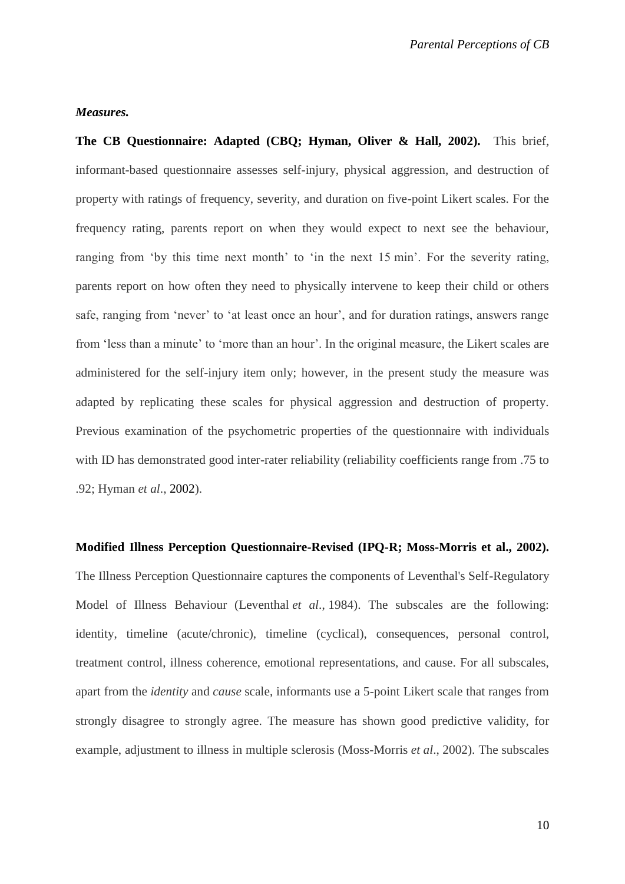***Measures.***

**The CB Questionnaire: Adapted (CBQ; Hyman, Oliver & Hall, 2002).** This brief, informant-based questionnaire assesses self-injury, physical aggression, and destruction of property with ratings of frequency, severity, and duration on five-point Likert scales. For the frequency rating, parents report on when they would expect to next see the behaviour, ranging from 'by this time next month' to 'in the next 15 min'. For the severity rating, parents report on how often they need to physically intervene to keep their child or others safe, ranging from 'never' to 'at least once an hour', and for duration ratings, answers range from 'less than a minute' to 'more than an hour'. In the original measure, the Likert scales are administered for the self-injury item only; however, in the present study the measure was adapted by replicating these scales for physical aggression and destruction of property. Previous examination of the psychometric properties of the questionnaire with individuals with ID has demonstrated good inter-rater reliability (reliability coefficients range from .75 to .92; Hyman *et al*., 2002).

**Modified Illness Perception Questionnaire-Revised (IPQ-R; Moss-Morris et al., 2002).** The Illness Perception Questionnaire captures the components of Leventhal's Self-Regulatory Model of Illness Behaviour (Leventhal *et al*., 1984). The subscales are the following: identity, timeline (acute/chronic), timeline (cyclical), consequences, personal control, treatment control, illness coherence, emotional representations, and cause. For all subscales, apart from the *identity* and *cause* scale, informants use a 5-point Likert scale that ranges from strongly disagree to strongly agree. The measure has shown good predictive validity, for example, adjustment to illness in multiple sclerosis (Moss-Morris *et al*., 2002). The subscales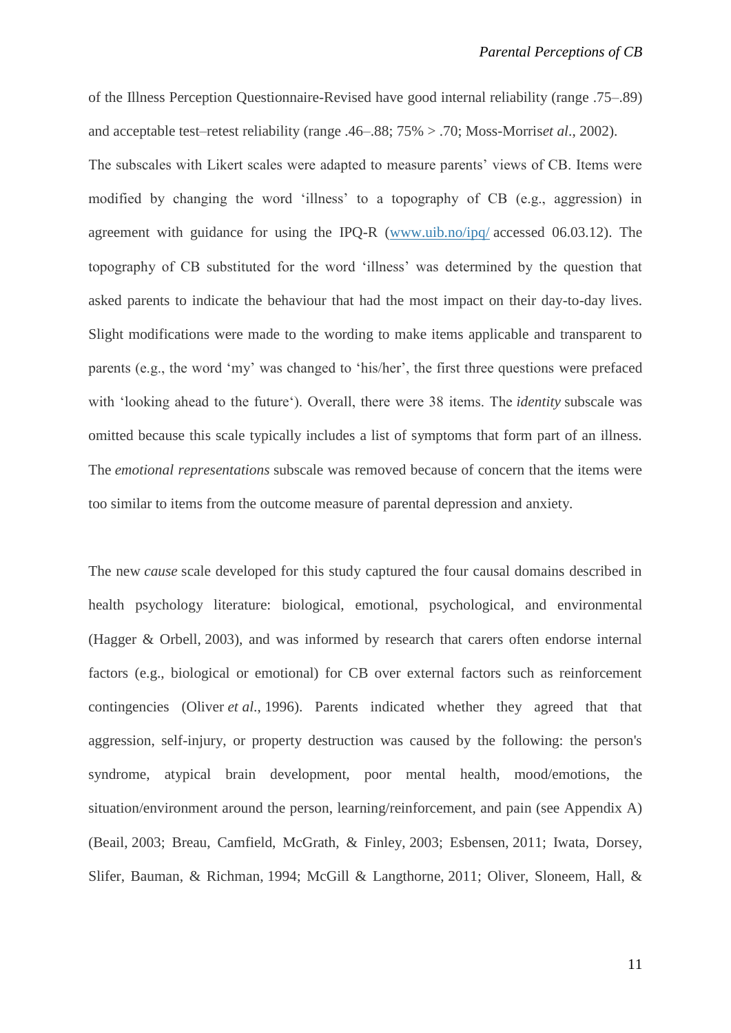of the Illness Perception Questionnaire-Revised have good internal reliability (range .75–.89) and acceptable test–retest reliability (range .46–.88; 75% > .70; Moss-Morris*et al*., 2002). The subscales with Likert scales were adapted to measure parents' views of CB. Items were modified by changing the word 'illness' to a topography of CB (e.g., aggression) in agreement with guidance for using the IPQ-R (www.uib.no/ipq/ accessed 06.03.12). The topography of CB substituted for the word 'illness' was determined by the question that asked parents to indicate the behaviour that had the most impact on their day-to-day lives. Slight modifications were made to the wording to make items applicable and transparent to parents (e.g., the word 'my' was changed to 'his/her', the first three questions were prefaced with 'looking ahead to the future'). Overall, there were 38 items. The *identity* subscale was omitted because this scale typically includes a list of symptoms that form part of an illness. The *emotional representations* subscale was removed because of concern that the items were too similar to items from the outcome measure of parental depression and anxiety.

The new *cause* scale developed for this study captured the four causal domains described in health psychology literature: biological, emotional, psychological, and environmental (Hagger & Orbell, 2003), and was informed by research that carers often endorse internal factors (e.g., biological or emotional) for CB over external factors such as reinforcement contingencies (Oliver *et al*., 1996). Parents indicated whether they agreed that that aggression, self-injury, or property destruction was caused by the following: the person's syndrome, atypical brain development, poor mental health, mood/emotions, the situation/environment around the person, learning/reinforcement, and pain (see Appendix A) (Beail, 2003; Breau, Camfield, McGrath, & Finley, 2003; Esbensen, 2011; Iwata, Dorsey, Slifer, Bauman, & Richman, 1994; McGill & Langthorne, 2011; Oliver, Sloneem, Hall, &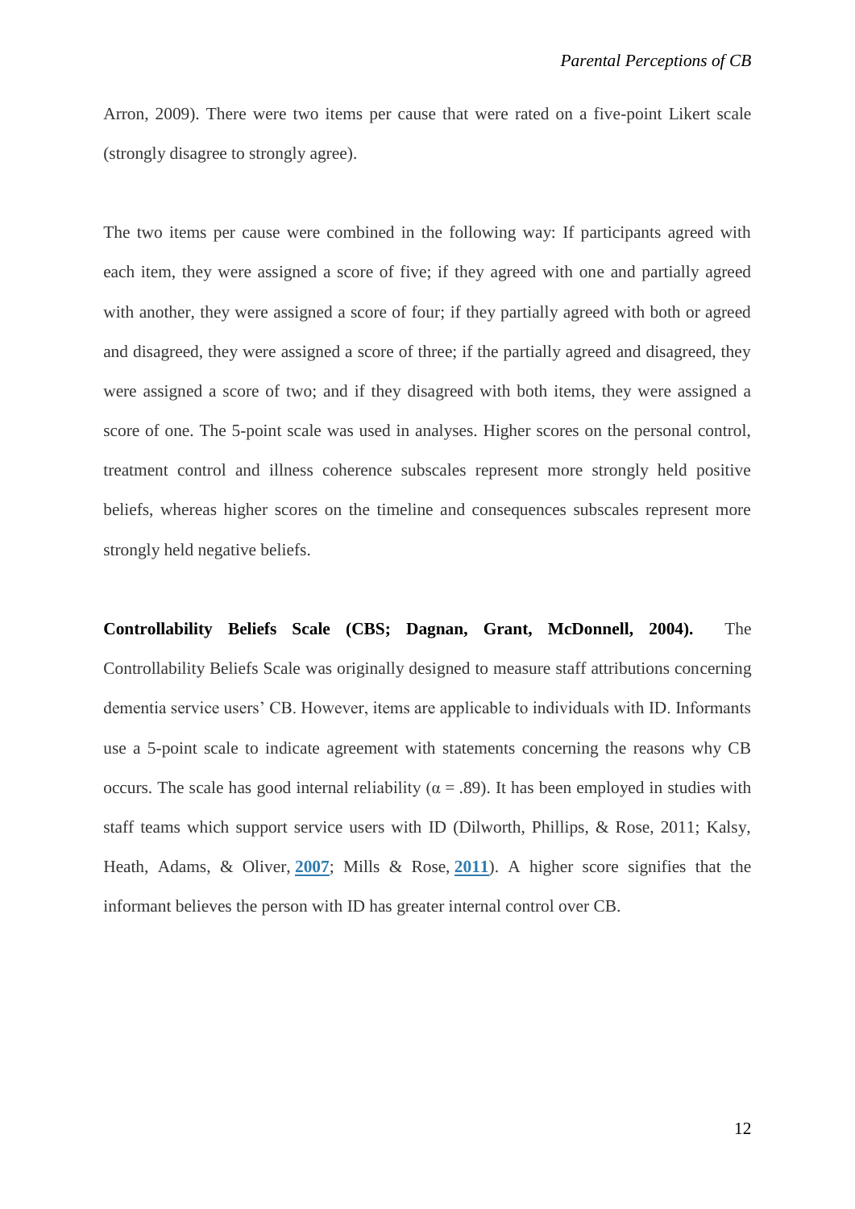Arron, 2009). There were two items per cause that were rated on a five-point Likert scale (strongly disagree to strongly agree).

The two items per cause were combined in the following way: If participants agreed with each item, they were assigned a score of five; if they agreed with one and partially agreed with another, they were assigned a score of four; if they partially agreed with both or agreed and disagreed, they were assigned a score of three; if the partially agreed and disagreed, they were assigned a score of two; and if they disagreed with both items, they were assigned a score of one. The 5-point scale was used in analyses. Higher scores on the personal control, treatment control and illness coherence subscales represent more strongly held positive beliefs, whereas higher scores on the timeline and consequences subscales represent more strongly held negative beliefs.

**Controllability Beliefs Scale (CBS; Dagnan, Grant, McDonnell, 2004).** The Controllability Beliefs Scale was originally designed to measure staff attributions concerning dementia service users' CB. However, items are applicable to individuals with ID. Informants use a 5-point scale to indicate agreement with statements concerning the reasons why CB occurs. The scale has good internal reliability ($\alpha = .89$). It has been employed in studies with staff teams which support service users with ID (Dilworth, Phillips, & Rose, 2011; Kalsy, Heath, Adams, & Oliver, 2007; Mills & Rose, 2011). A higher score signifies that the informant believes the person with ID has greater internal control over CB.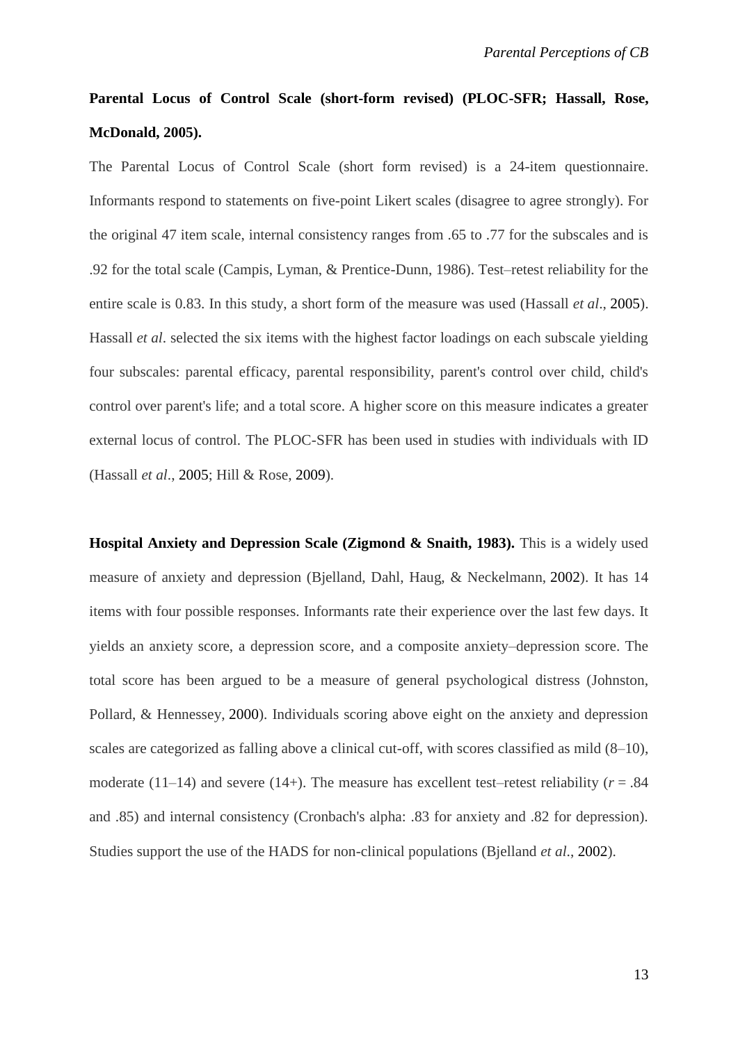**Parental Locus of Control Scale (short-form revised) (PLOC-SFR; Hassall, Rose, McDonald, 2005).**

The Parental Locus of Control Scale (short form revised) is a 24-item questionnaire. Informants respond to statements on five-point Likert scales (disagree to agree strongly). For the original 47 item scale, internal consistency ranges from .65 to .77 for the subscales and is .92 for the total scale (Campis, Lyman, & Prentice-Dunn, 1986). Test–retest reliability for the entire scale is 0.83. In this study, a short form of the measure was used (Hassall *et al*., 2005). Hassall *et al*. selected the six items with the highest factor loadings on each subscale yielding four subscales: parental efficacy, parental responsibility, parent's control over child, child's control over parent's life; and a total score. A higher score on this measure indicates a greater external locus of control. The PLOC-SFR has been used in studies with individuals with ID (Hassall *et al*., 2005; Hill & Rose, 2009).

**Hospital Anxiety and Depression Scale (Zigmond & Snaith, 1983).** This is a widely used measure of anxiety and depression (Bjelland, Dahl, Haug, & Neckelmann, 2002). It has 14 items with four possible responses. Informants rate their experience over the last few days. It yields an anxiety score, a depression score, and a composite anxiety–depression score. The total score has been argued to be a measure of general psychological distress (Johnston, Pollard, & Hennessey, 2000). Individuals scoring above eight on the anxiety and depression scales are categorized as falling above a clinical cut-off, with scores classified as mild (8–10), moderate (11–14) and severe (14+). The measure has excellent test–retest reliability ($r$ = .84 and .85) and internal consistency (Cronbach's alpha: .83 for anxiety and .82 for depression). Studies support the use of the HADS for non-clinical populations (Bjelland *et al*., 2002).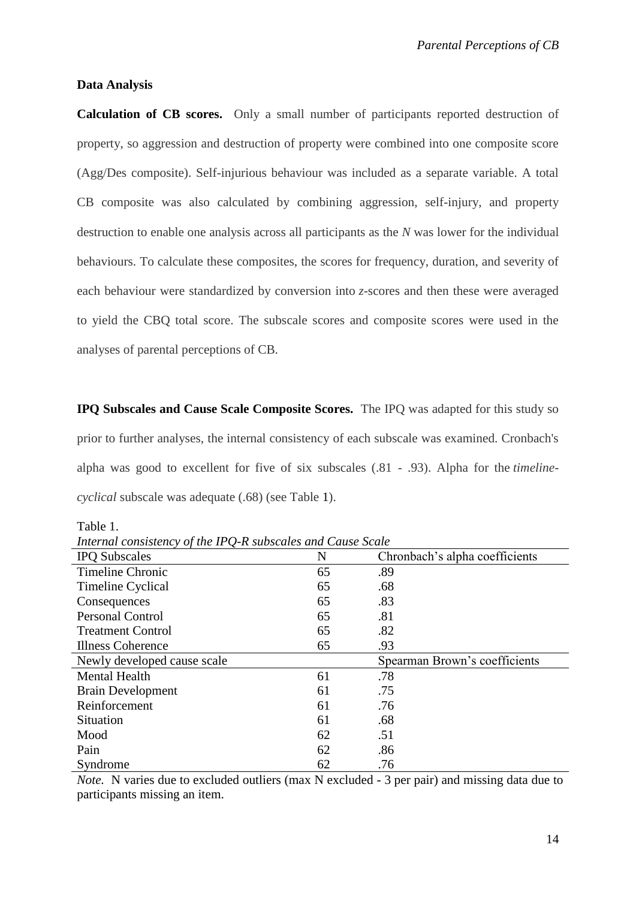**Data Analysis**

**Calculation of CB scores.** Only a small number of participants reported destruction of property, so aggression and destruction of property were combined into one composite score (Agg/Des composite). Self-injurious behaviour was included as a separate variable. A total CB composite was also calculated by combining aggression, self-injury, and property destruction to enable one analysis across all participants as the *N* was lower for the individual behaviours. To calculate these composites, the scores for frequency, duration, and severity of each behaviour were standardized by conversion into *z*-scores and then these were averaged to yield the CBQ total score. The subscale scores and composite scores were used in the analyses of parental perceptions of CB.

**IPQ Subscales and Cause Scale Composite Scores.** The IPQ was adapted for this study so prior to further analyses, the internal consistency of each subscale was examined. Cronbach's alpha was good to excellent for five of six subscales (.81 - .93). Alpha for the *timeline-cyclical* subscale was adequate (.68) (see Table 1).

Table 1.

*Internal consistency of the IPQ-R subscales and Cause Scale*

| IPQ Subscales | N | Chronbach's alpha coefficients |
|---|---|---|
| Timeline Chronic | 65 | .89 |
| Timeline Cyclical | 65 | .68 |
| Consequences | 65 | .83 |
| Personal Control | 65 | .81 |
| Treatment Control | 65 | .82 |
| Illness Coherence | 65 | .93 |
| Newly developed cause scale | | Spearman Brown's coefficients |
| Mental Health | 61 | .78 |
| Brain Development | 61 | .75 |
| Reinforcement | 61 | .76 |
| Situation | 61 | .68 |
| Mood | 62 | .51 |
| Pain | 62 | .86 |
| Syndrome | 62 | .76 |

*Note.* N varies due to excluded outliers (max N excluded - 3 per pair) and missing data due to participants missing an item.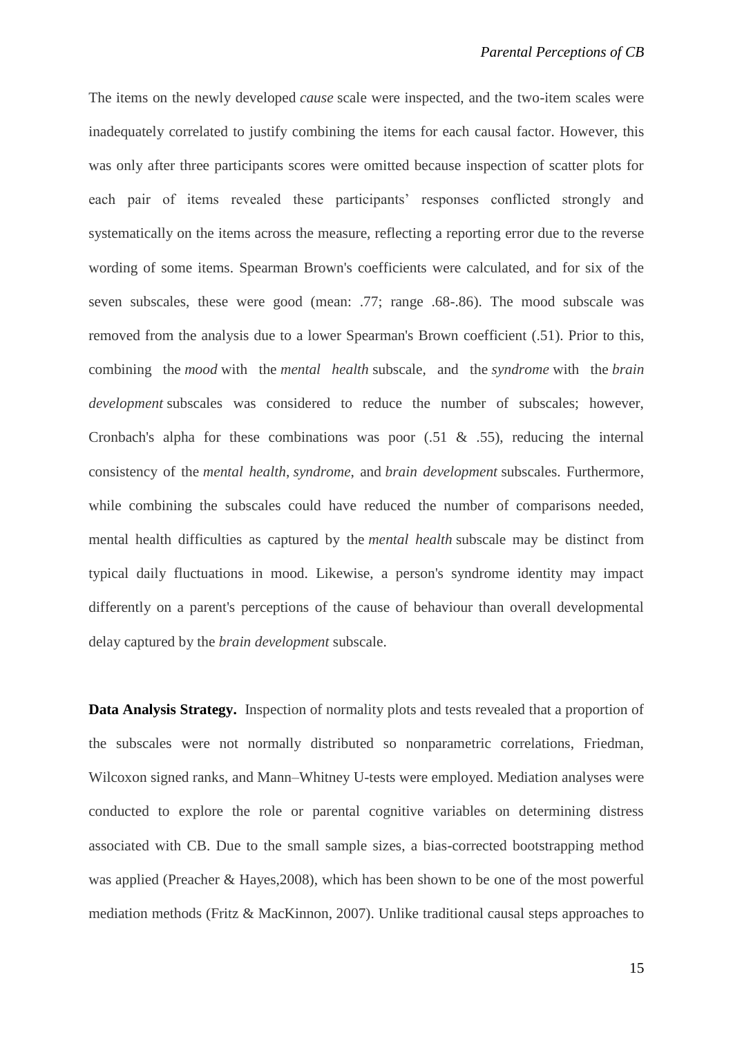The items on the newly developed *cause* scale were inspected, and the two-item scales were inadequately correlated to justify combining the items for each causal factor. However, this was only after three participants scores were omitted because inspection of scatter plots for each pair of items revealed these participants' responses conflicted strongly and systematically on the items across the measure, reflecting a reporting error due to the reverse wording of some items. Spearman Brown's coefficients were calculated, and for six of the seven subscales, these were good (mean: .77; range .68-.86). The mood subscale was removed from the analysis due to a lower Spearman's Brown coefficient (.51). Prior to this, combining the *mood* with the *mental health* subscale, and the *syndrome* with the *brain development* subscales was considered to reduce the number of subscales; however, Cronbach's alpha for these combinations was poor (.51 & .55), reducing the internal consistency of the *mental health*, *syndrome*, and *brain development* subscales. Furthermore, while combining the subscales could have reduced the number of comparisons needed, mental health difficulties as captured by the *mental health* subscale may be distinct from typical daily fluctuations in mood. Likewise, a person's syndrome identity may impact differently on a parent's perceptions of the cause of behaviour than overall developmental delay captured by the *brain development* subscale.

**Data Analysis Strategy.** Inspection of normality plots and tests revealed that a proportion of the subscales were not normally distributed so nonparametric correlations, Friedman, Wilcoxon signed ranks, and Mann–Whitney U-tests were employed. Mediation analyses were conducted to explore the role or parental cognitive variables on determining distress associated with CB. Due to the small sample sizes, a bias-corrected bootstrapping method was applied (Preacher & Hayes,2008), which has been shown to be one of the most powerful mediation methods (Fritz & MacKinnon, 2007). Unlike traditional causal steps approaches to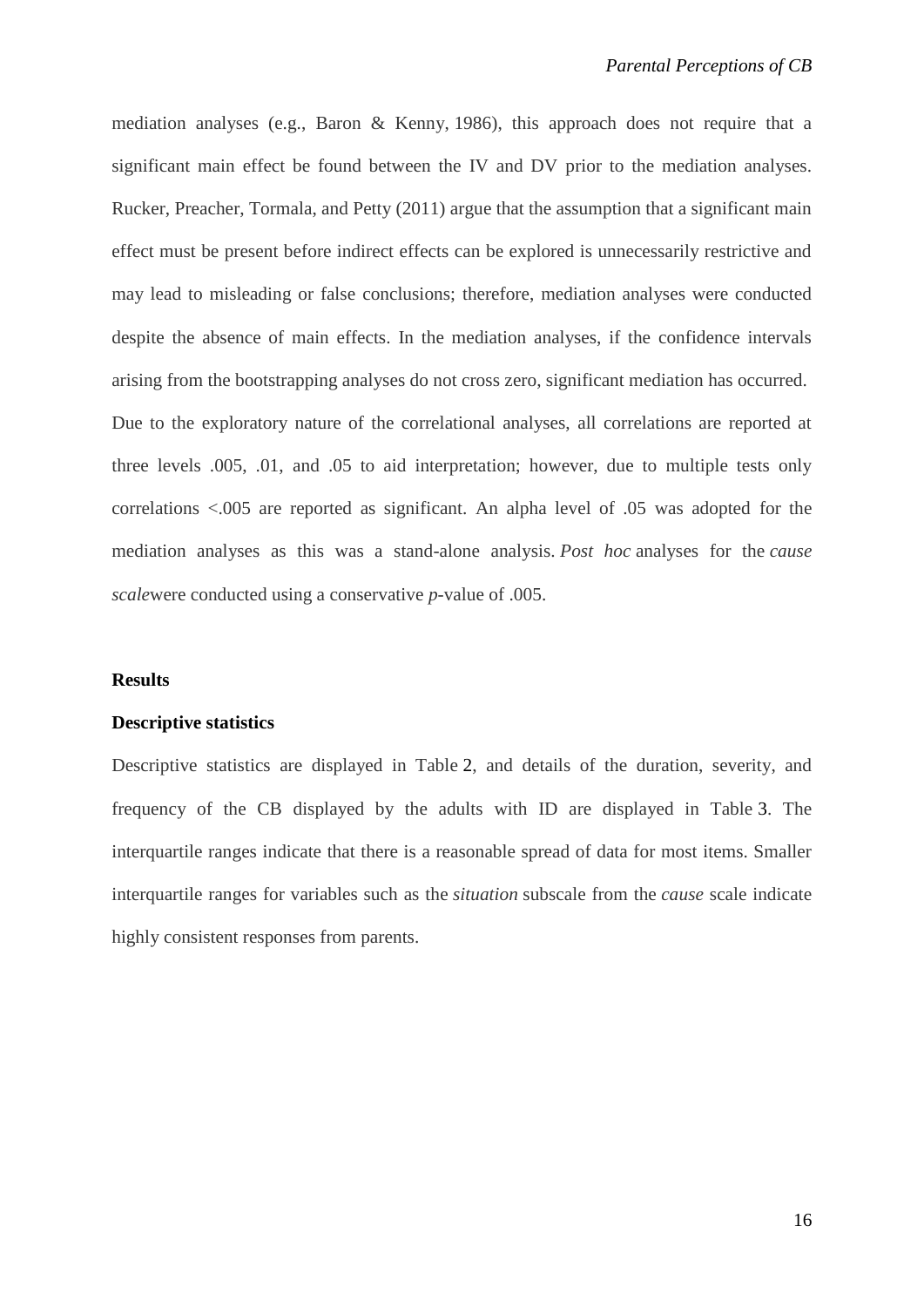mediation analyses (e.g., Baron & Kenny, 1986), this approach does not require that a significant main effect be found between the IV and DV prior to the mediation analyses. Rucker, Preacher, Tormala, and Petty (2011) argue that the assumption that a significant main effect must be present before indirect effects can be explored is unnecessarily restrictive and may lead to misleading or false conclusions; therefore, mediation analyses were conducted despite the absence of main effects. In the mediation analyses, if the confidence intervals arising from the bootstrapping analyses do not cross zero, significant mediation has occurred. Due to the exploratory nature of the correlational analyses, all correlations are reported at three levels .005, .01, and .05 to aid interpretation; however, due to multiple tests only correlations <.005 are reported as significant. An alpha level of .05 was adopted for the mediation analyses as this was a stand-alone analysis. *Post hoc* analyses for the *cause scale*were conducted using a conservative *p*-value of .005.

## Results

### Descriptive statistics

Descriptive statistics are displayed in Table 2, and details of the duration, severity, and frequency of the CB displayed by the adults with ID are displayed in Table 3. The interquartile ranges indicate that there is a reasonable spread of data for most items. Smaller interquartile ranges for variables such as the *situation* subscale from the *cause* scale indicate highly consistent responses from parents.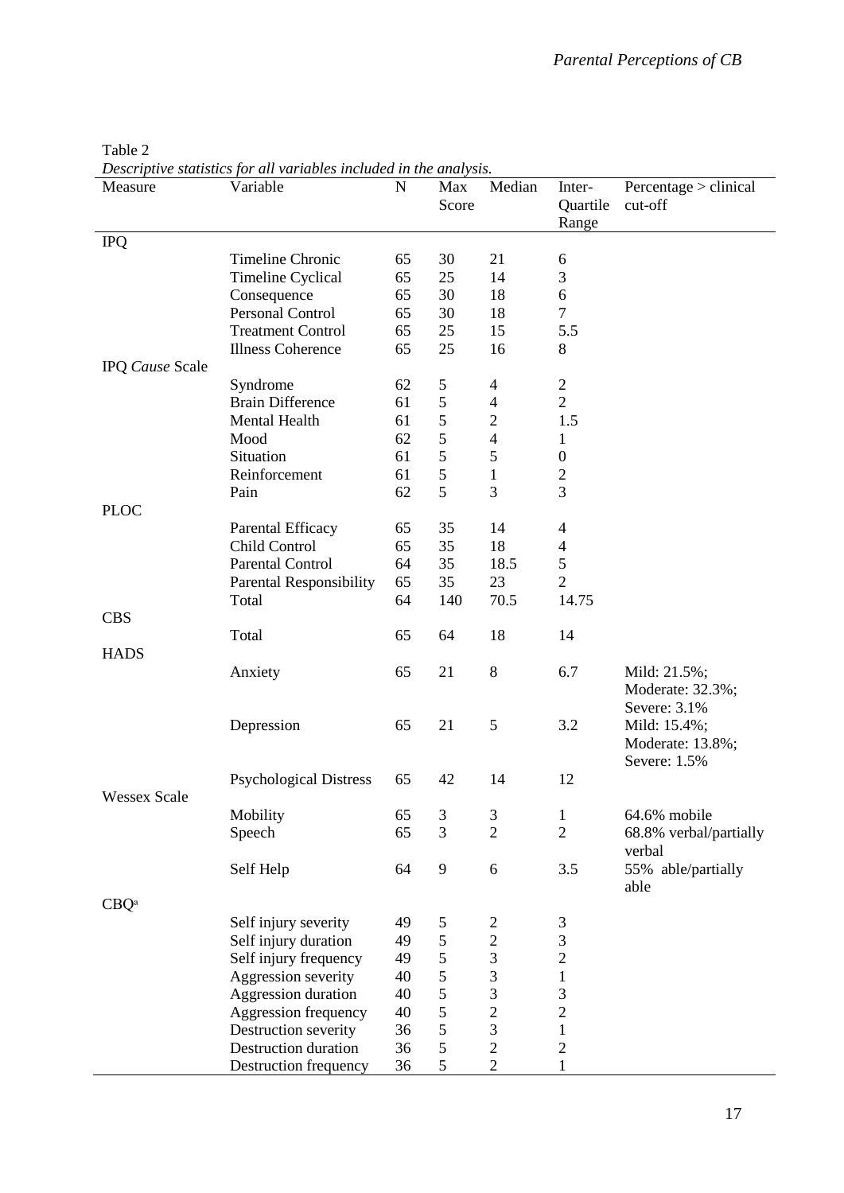Table 2

*Descriptive statistics for all variables included in the analysis.*

| Measure | Variable | N | Max Score | Median | Inter-Quartile Range | Percentage > clinical cut-off |
|---|---|---|---|---|---|---|
| IPQ | | | | | | |
| | Timeline Chronic | 65 | 30 | 21 | 6 | |
| | Timeline Cyclical | 65 | 25 | 14 | 3 | |
| | Consequence | 65 | 30 | 18 | 6 | |
| | Personal Control | 65 | 30 | 18 | 7 | |
| | Treatment Control | 65 | 25 | 15 | 5.5 | |
| | Illness Coherence | 65 | 25 | 16 | 8 | |
| IPQ *Cause* Scale | | | | | | |
| | Syndrome | 62 | 5 | 4 | 2 | |
| | Brain Difference | 61 | 5 | 4 | 2 | |
| | Mental Health | 61 | 5 | 2 | 1.5 | |
| | Mood | 62 | 5 | 4 | 1 | |
| | Situation | 61 | 5 | 5 | 0 | |
| | Reinforcement | 61 | 5 | 1 | 2 | |
| | Pain | 62 | 5 | 3 | 3 | |
| PLOC | | | | | | |
| | Parental Efficacy | 65 | 35 | 14 | 4 | |
| | Child Control | 65 | 35 | 18 | 4 | |
| | Parental Control | 64 | 35 | 18.5 | 5 | |
| | Parental Responsibility | 65 | 35 | 23 | 2 | |
| | Total | 64 | 140 | 70.5 | 14.75 | |
| CBS | | | | | | |
| | Total | 65 | 64 | 18 | 14 | |
| HADS | | | | | | |
| | Anxiety | 65 | 21 | 8 | 6.7 | Mild: 21.5%; Moderate: 32.3%; Severe: 3.1% |
| | Depression | 65 | 21 | 5 | 3.2 | Mild: 15.4%; Moderate: 13.8%; Severe: 1.5% |
| | Psychological Distress | 65 | 42 | 14 | 12 | |
| Wessex Scale | | | | | | |
| | Mobility | 65 | 3 | 3 | 1 | 64.6% mobile |
| | Speech | 65 | 3 | 2 | 2 | 68.8% verbal/partially verbal |
| | Self Help | 64 | 9 | 6 | 3.5 | 55% able/partially able |
| CBQ[a] | | | | | | |
| | Self injury severity | 49 | 5 | 2 | 3 | |
| | Self injury duration | 49 | 5 | 2 | 3 | |
| | Self injury frequency | 49 | 5 | 3 | 2 | |
| | Aggression severity | 40 | 5 | 3 | 1 | |
| | Aggression duration | 40 | 5 | 3 | 3 | |
| | Aggression frequency | 40 | 5 | 2 | 2 | |
| | Destruction severity | 36 | 5 | 3 | 1 | |
| | Destruction duration | 36 | 5 | 2 | 2 | |
| | Destruction frequency | 36 | 5 | 2 | 1 | |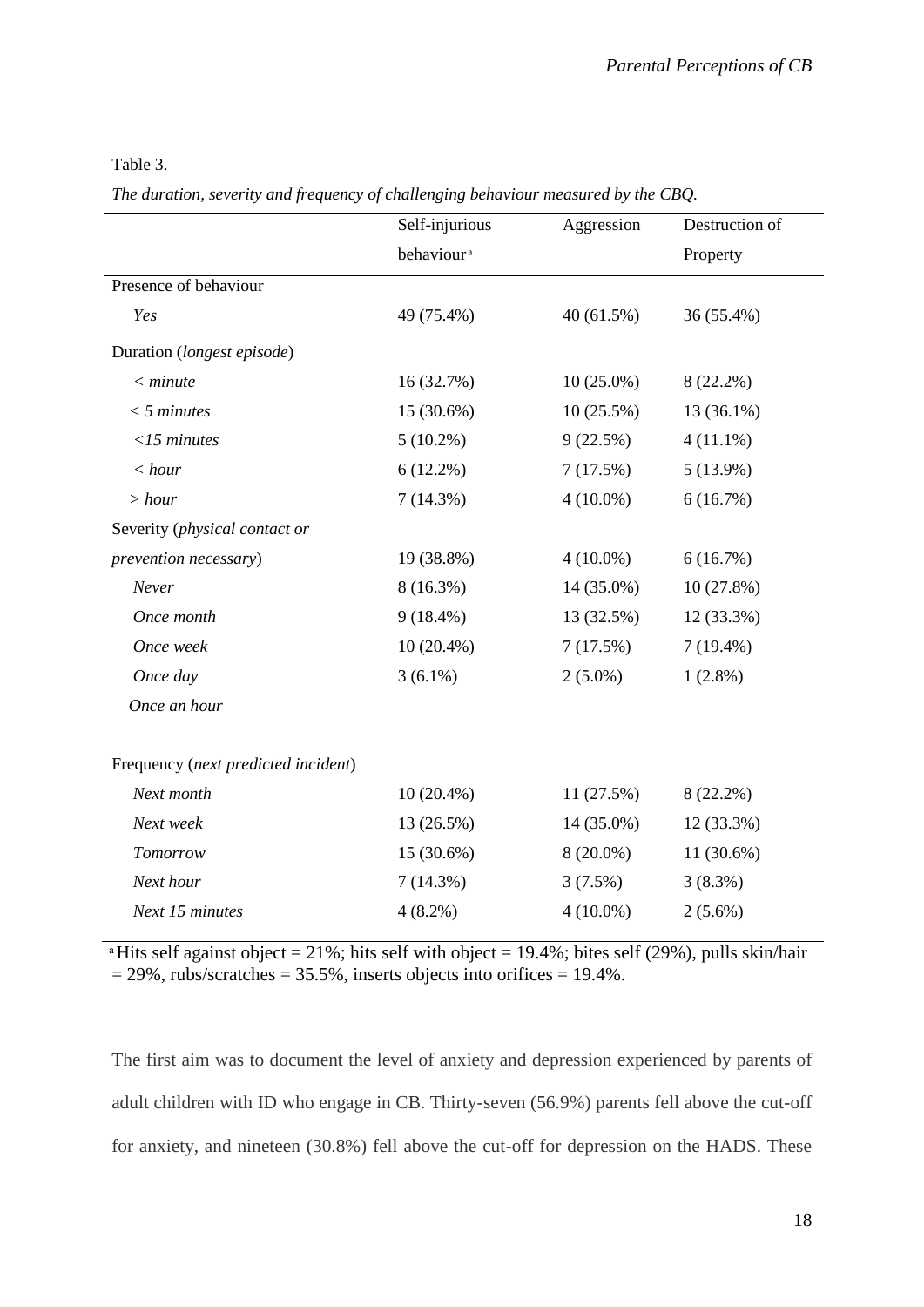Table 3.

*The duration, severity and frequency of challenging behaviour measured by the CBQ.*

| | Self-injurious behaviour[a] | Aggression | Destruction of Property |
|---|---|---|---|
| Presence of behaviour | | | |
| *Yes* | 49 (75.4%) | 40 (61.5%) | 36 (55.4%) |
| Duration (*longest episode*) | | | |
| *< minute* | 16 (32.7%) | 10 (25.0%) | 8 (22.2%) |
| *< 5 minutes* | 15 (30.6%) | 10 (25.5%) | 13 (36.1%) |
| *<15 minutes* | 5 (10.2%) | 9 (22.5%) | 4 (11.1%) |
| *< hour* | 6 (12.2%) | 7 (17.5%) | 5 (13.9%) |
| *> hour* | 7 (14.3%) | 4 (10.0%) | 6 (16.7%) |
| Severity (*physical contact or prevention necessary*) | 19 (38.8%) | 4 (10.0%) | 6 (16.7%) |
| *Never* | 8 (16.3%) | 14 (35.0%) | 10 (27.8%) |
| *Once month* | 9 (18.4%) | 13 (32.5%) | 12 (33.3%) |
| *Once week* | 10 (20.4%) | 7 (17.5%) | 7 (19.4%) |
| *Once day* | 3 (6.1%) | 2 (5.0%) | 1 (2.8%) |
| *Once an hour* | | | |
| Frequency (*next predicted incident*) | | | |
| *Next month* | 10 (20.4%) | 11 (27.5%) | 8 (22.2%) |
| *Next week* | 13 (26.5%) | 14 (35.0%) | 12 (33.3%) |
| *Tomorrow* | 15 (30.6%) | 8 (20.0%) | 11 (30.6%) |
| *Next hour* | 7 (14.3%) | 3 (7.5%) | 3 (8.3%) |
| *Next 15 minutes* | 4 (8.2%) | 4 (10.0%) | 2 (5.6%) |

[a] Hits self against object = 21%; hits self with object = 19.4%; bites self (29%), pulls skin/hair = 29%, rubs/scratches = 35.5%, inserts objects into orifices = 19.4%.

The first aim was to document the level of anxiety and depression experienced by parents of adult children with ID who engage in CB. Thirty-seven (56.9%) parents fell above the cut-off for anxiety, and nineteen (30.8%) fell above the cut-off for depression on the HADS. These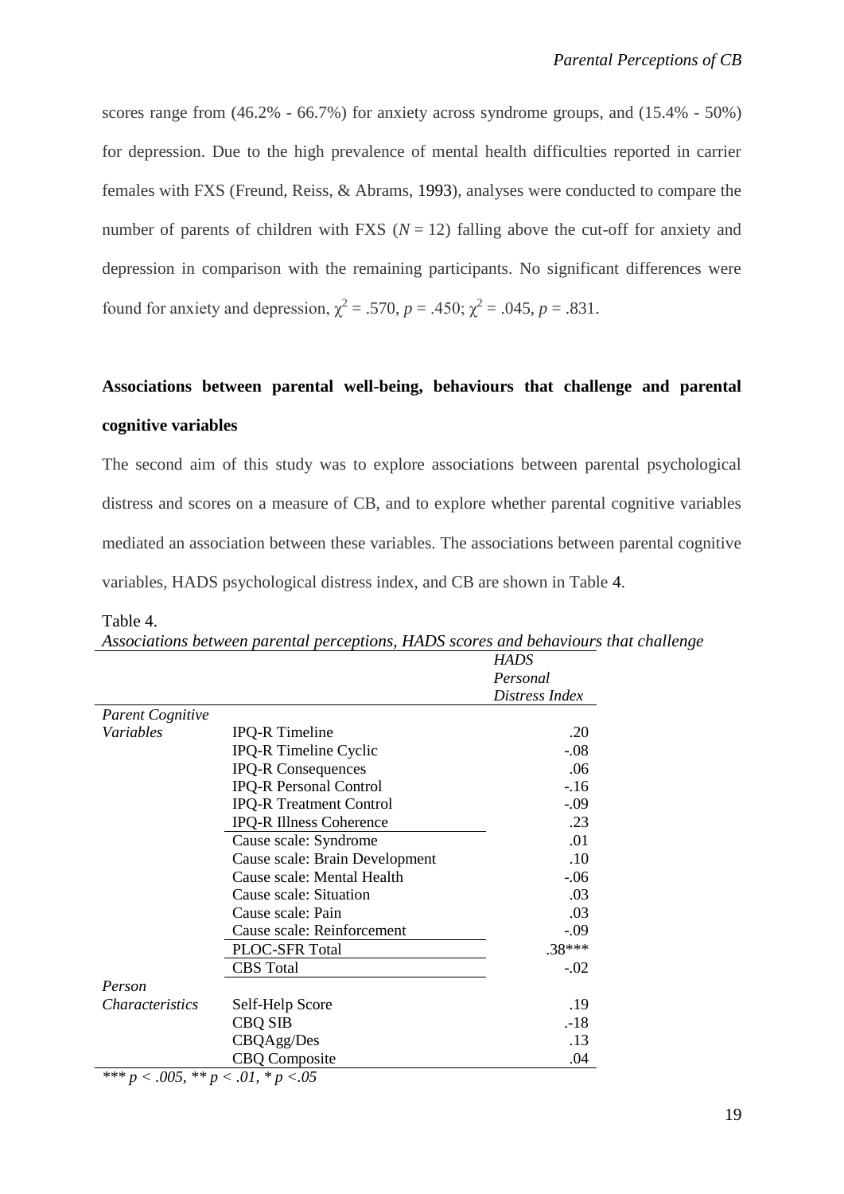scores range from (46.2% - 66.7%) for anxiety across syndrome groups, and (15.4% - 50%) for depression. Due to the high prevalence of mental health difficulties reported in carrier females with FXS (Freund, Reiss, & Abrams, 1993), analyses were conducted to compare the number of parents of children with FXS ($N = 12$) falling above the cut-off for anxiety and depression in comparison with the remaining participants. No significant differences were found for anxiety and depression, $\chi^2 = .570$, $p = .450$; $\chi^2 = .045$, $p = .831$.

## Associations between parental well-being, behaviours that challenge and parental cognitive variables

The second aim of this study was to explore associations between parental psychological distress and scores on a measure of CB, and to explore whether parental cognitive variables mediated an association between these variables. The associations between parental cognitive variables, HADS psychological distress index, and CB are shown in Table 4.

Table 4.

*Associations between parental perceptions, HADS scores and behaviours that challenge*

| | | *HADS Personal Distress Index* |
|---|---|---|
| *Parent Cognitive Variables* | IPQ-R Timeline | .20 |
| | IPQ-R Timeline Cyclic | -.08 |
| | IPQ-R Consequences | .06 |
| | IPQ-R Personal Control | -.16 |
| | IPQ-R Treatment Control | -.09 |
| | IPQ-R Illness Coherence | .23 |
| | Cause scale: Syndrome | .01 |
| | Cause scale: Brain Development | .10 |
| | Cause scale: Mental Health | -.06 |
| | Cause scale: Situation | .03 |
| | Cause scale: Pain | .03 |
| | Cause scale: Reinforcement | -.09 |
| | PLOC-SFR Total | .38*** |
| | CBS Total | -.02 |
| *Person Characteristics* | Self-Help Score | .19 |
| | CBQ SIB | .-18 |
| | CBQAgg/Des | .13 |
| | CBQ Composite | .04 |

*\*\*\* p < .005, \*\* p < .01, \* p <.05*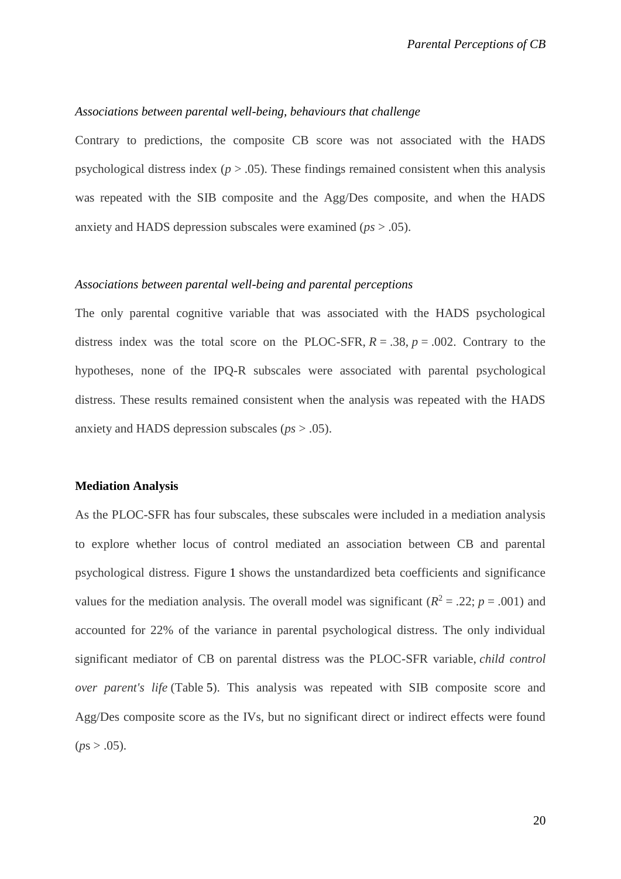*Associations between parental well-being, behaviours that challenge*

Contrary to predictions, the composite CB score was not associated with the HADS psychological distress index ($p > .05$). These findings remained consistent when this analysis was repeated with the SIB composite and the Agg/Des composite, and when the HADS anxiety and HADS depression subscales were examined (*ps* > .05).

*Associations between parental well-being and parental perceptions*

The only parental cognitive variable that was associated with the HADS psychological distress index was the total score on the PLOC-SFR, $R = .38$, $p = .002$. Contrary to the hypotheses, none of the IPQ-R subscales were associated with parental psychological distress. These results remained consistent when the analysis was repeated with the HADS anxiety and HADS depression subscales (*ps* > .05).

**Mediation Analysis**

As the PLOC-SFR has four subscales, these subscales were included in a mediation analysis to explore whether locus of control mediated an association between CB and parental psychological distress. Figure 1 shows the unstandardized beta coefficients and significance values for the mediation analysis. The overall model was significant ($R^2 = .22$; $p = .001$) and accounted for 22% of the variance in parental psychological distress. The only individual significant mediator of CB on parental distress was the PLOC-SFR variable, *child control over parent's life* (Table 5). This analysis was repeated with SIB composite score and Agg/Des composite score as the IVs, but no significant direct or indirect effects were found (*p*s > .05).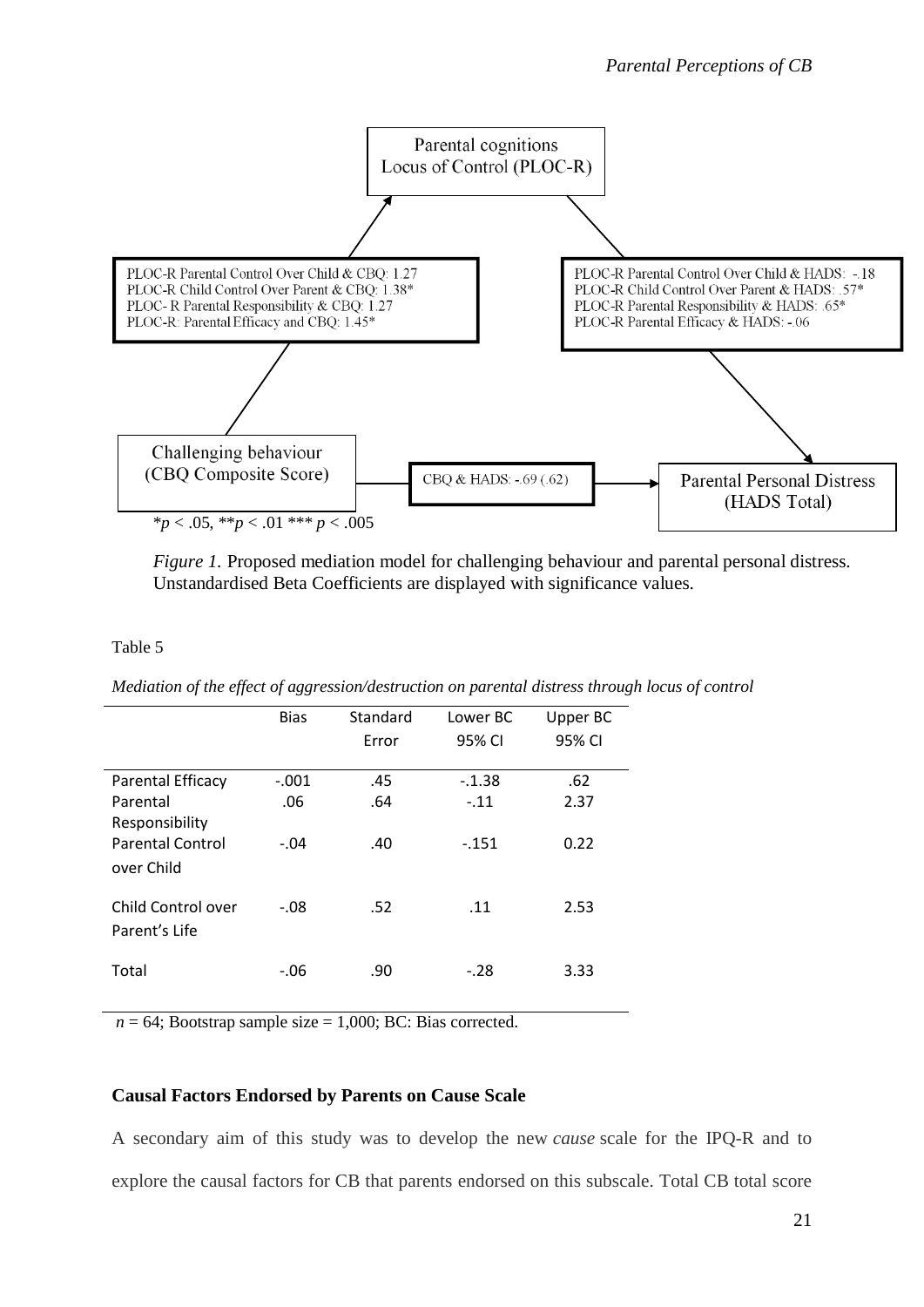Parental cognitions
Locus of Control (PLOC-R)

PLOC-R Parental Control Over Child & CBQ: 1.27
PLOC-R Child Control Over Parent & CBQ: 1.38*
PLOC- R Parental Responsibility & CBQ: 1.27
PLOC-R: Parental Efficacy and CBQ: 1.45*

PLOC-R Parental Control Over Child & HADS: -.18
PLOC-R Child Control Over Parent & HADS: .57*
PLOC-R Parental Responsibility & HADS: .65*
PLOC-R Parental Efficacy & HADS: -.06

Challenging behaviour
(CBQ Composite Score)

CBQ & HADS: -.69 (.62)

Parental Personal Distress
(HADS Total)

\*$p < .05$, \*\*$p < .01$ \*\*\* $p < .005$

*Figure 1.* Proposed mediation model for challenging behaviour and parental personal distress. Unstandardised Beta Coefficients are displayed with significance values.

Table 5

*Mediation of the effect of aggression/destruction on parental distress through locus of control*

| | Bias | Standard Error | Lower BC 95% CI | Upper BC 95% CI |
|---|---|---|---|---|
| Parental Efficacy | -.001 | .45 | -.1.38 | .62 |
| Parental Responsibility | .06 | .64 | -.11 | 2.37 |
| Parental Control over Child | -.04 | .40 | -.151 | 0.22 |
| Child Control over Parent's Life | -.08 | .52 | .11 | 2.53 |
| Total | -.06 | .90 | -.28 | 3.33 |

$n = 64$; Bootstrap sample size = 1,000; BC: Bias corrected.

**Causal Factors Endorsed by Parents on Cause Scale**

A secondary aim of this study was to develop the new *cause* scale for the IPQ-R and to explore the causal factors for CB that parents endorsed on this subscale. Total CB total score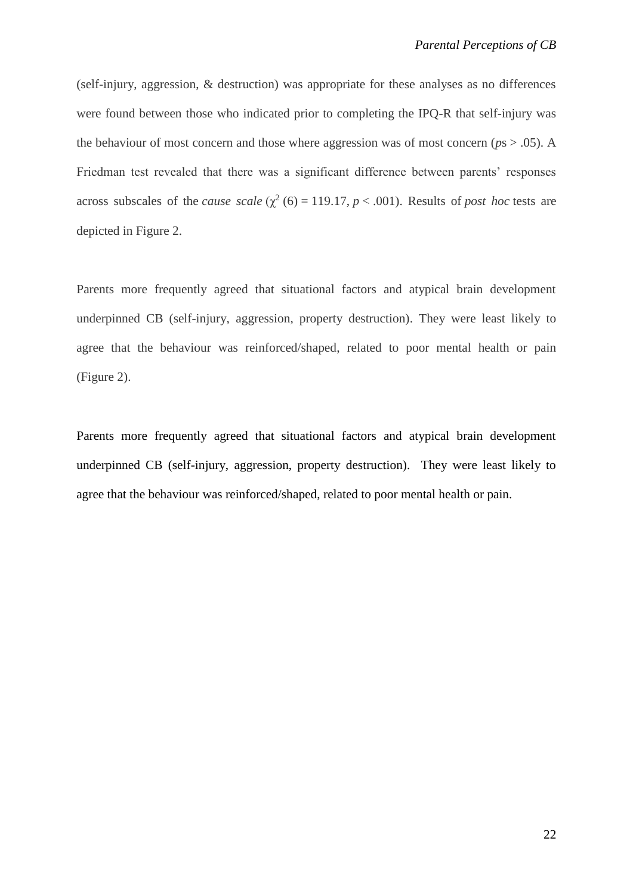(self-injury, aggression, & destruction) was appropriate for these analyses as no differences were found between those who indicated prior to completing the IPQ-R that self-injury was the behaviour of most concern and those where aggression was of most concern ($p$s > .05). A Friedman test revealed that there was a significant difference between parents' responses across subscales of the *cause scale* ($\chi^2$ (6) = 119.17, $p$ < .001). Results of *post hoc* tests are depicted in Figure 2.

Parents more frequently agreed that situational factors and atypical brain development underpinned CB (self-injury, aggression, property destruction). They were least likely to agree that the behaviour was reinforced/shaped, related to poor mental health or pain (Figure 2).

Parents more frequently agreed that situational factors and atypical brain development underpinned CB (self-injury, aggression, property destruction). They were least likely to agree that the behaviour was reinforced/shaped, related to poor mental health or pain.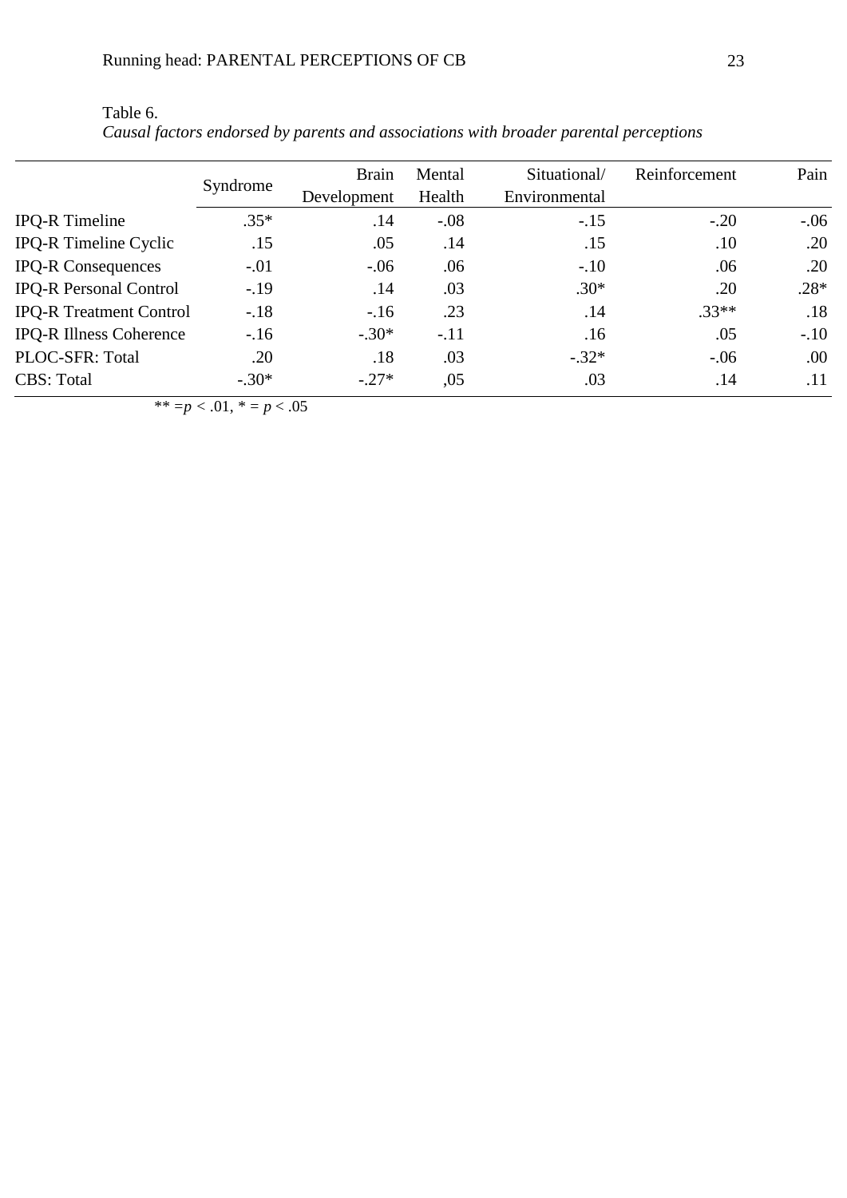Table 6.

*Causal factors endorsed by parents and associations with broader parental perceptions*

| | Syndrome | Brain Development | Mental Health | Situational/ Environmental | Reinforcement | Pain |
|---|---|---|---|---|---|---|
| IPQ-R Timeline | .35* | .14 | -.08 | -.15 | -.20 | -.06 |
| IPQ-R Timeline Cyclic | .15 | .05 | .14 | .15 | .10 | .20 |
| IPQ-R Consequences | -.01 | -.06 | .06 | -.10 | .06 | .20 |
| IPQ-R Personal Control | -.19 | .14 | .03 | .30* | .20 | .28* |
| IPQ-R Treatment Control | -.18 | -.16 | .23 | .14 | .33** | .18 |
| IPQ-R Illness Coherence | -.16 | -.30* | -.11 | .16 | .05 | -.10 |
| PLOC-SFR: Total | .20 | .18 | .03 | -.32* | -.06 | .00 |
| CBS: Total | -.30* | -.27* | ,05 | .03 | .14 | .11 |

** = $p < .01$, * = $p < .05$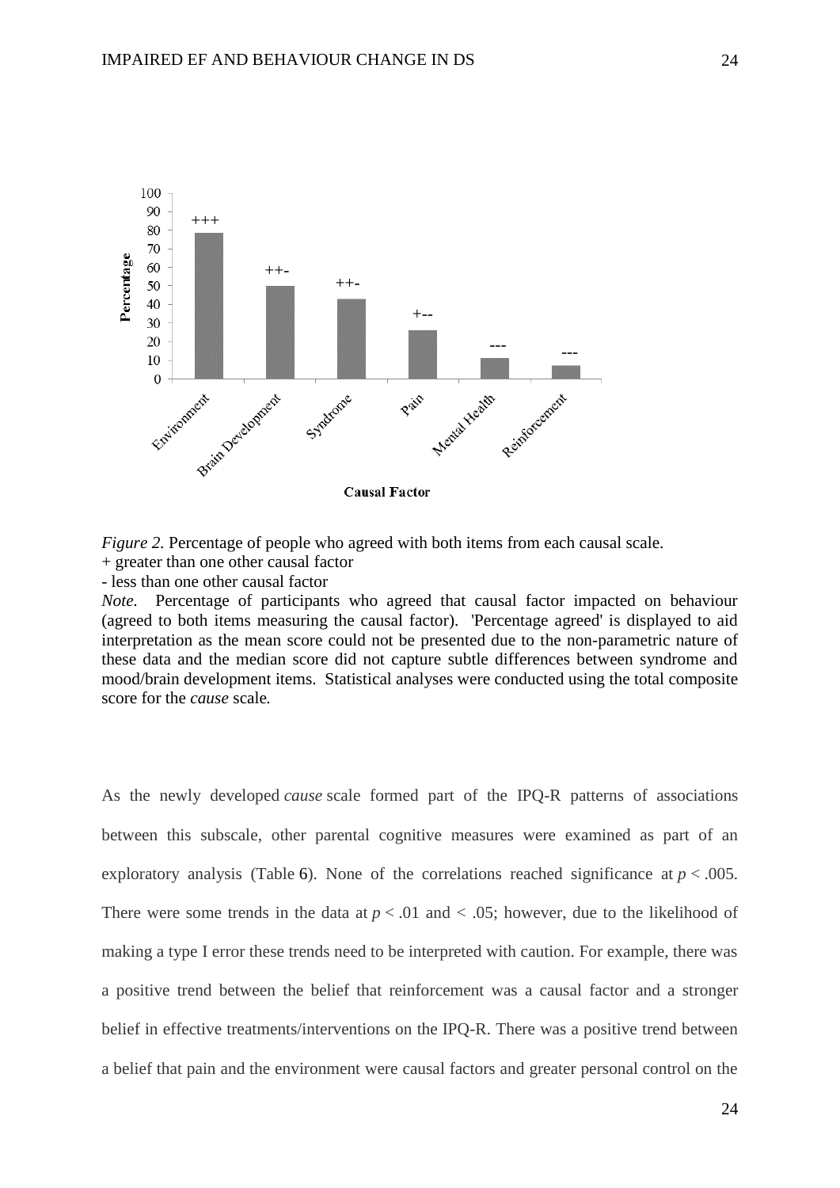*Figure 2.* Percentage of people who agreed with both items from each causal scale.
+ greater than one other causal factor
- less than one other causal factor
*Note.* Percentage of participants who agreed that causal factor impacted on behaviour (agreed to both items measuring the causal factor). 'Percentage agreed' is displayed to aid interpretation as the mean score could not be presented due to the non-parametric nature of these data and the median score did not capture subtle differences between syndrome and mood/brain development items. Statistical analyses were conducted using the total composite score for the *cause* scale.

As the newly developed *cause* scale formed part of the IPQ-R patterns of associations between this subscale, other parental cognitive measures were examined as part of an exploratory analysis (Table 6). None of the correlations reached significance at $p < .005$. There were some trends in the data at $p < .01$ and $< .05$; however, due to the likelihood of making a type I error these trends need to be interpreted with caution. For example, there was a positive trend between the belief that reinforcement was a causal factor and a stronger belief in effective treatments/interventions on the IPQ-R. There was a positive trend between a belief that pain and the environment were causal factors and greater personal control on the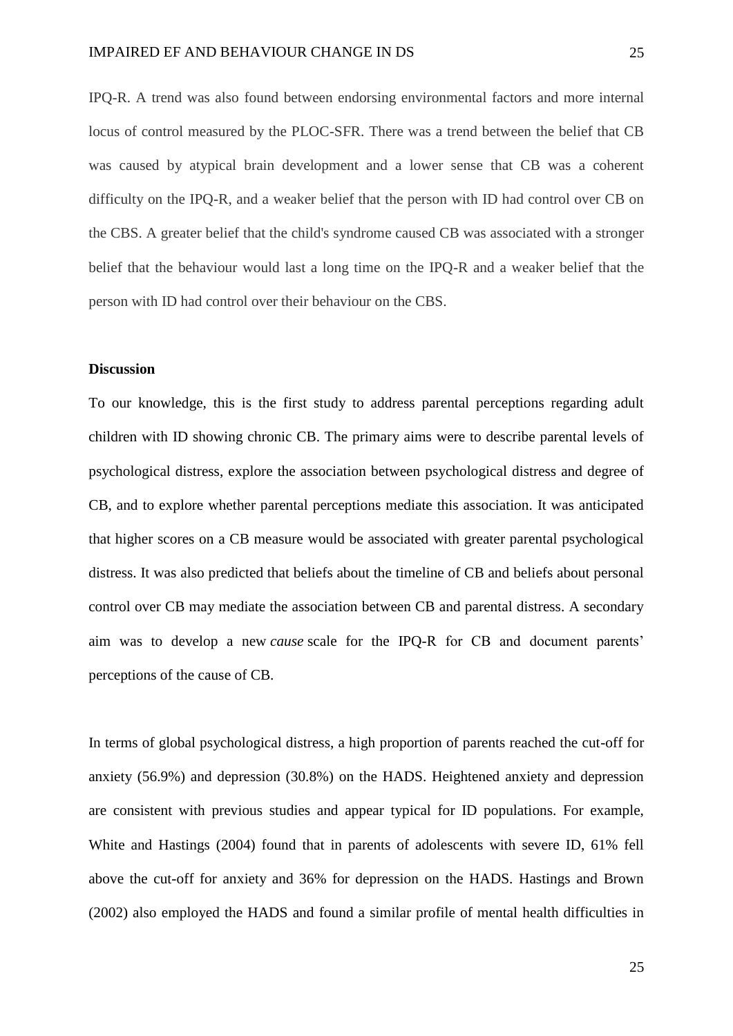IPQ-R. A trend was also found between endorsing environmental factors and more internal locus of control measured by the PLOC-SFR. There was a trend between the belief that CB was caused by atypical brain development and a lower sense that CB was a coherent difficulty on the IPQ-R, and a weaker belief that the person with ID had control over CB on the CBS. A greater belief that the child's syndrome caused CB was associated with a stronger belief that the behaviour would last a long time on the IPQ-R and a weaker belief that the person with ID had control over their behaviour on the CBS.

**Discussion**

To our knowledge, this is the first study to address parental perceptions regarding adult children with ID showing chronic CB. The primary aims were to describe parental levels of psychological distress, explore the association between psychological distress and degree of CB, and to explore whether parental perceptions mediate this association. It was anticipated that higher scores on a CB measure would be associated with greater parental psychological distress. It was also predicted that beliefs about the timeline of CB and beliefs about personal control over CB may mediate the association between CB and parental distress. A secondary aim was to develop a new *cause* scale for the IPQ-R for CB and document parents' perceptions of the cause of CB.

In terms of global psychological distress, a high proportion of parents reached the cut-off for anxiety (56.9%) and depression (30.8%) on the HADS. Heightened anxiety and depression are consistent with previous studies and appear typical for ID populations. For example, White and Hastings (2004) found that in parents of adolescents with severe ID, 61% fell above the cut-off for anxiety and 36% for depression on the HADS. Hastings and Brown (2002) also employed the HADS and found a similar profile of mental health difficulties in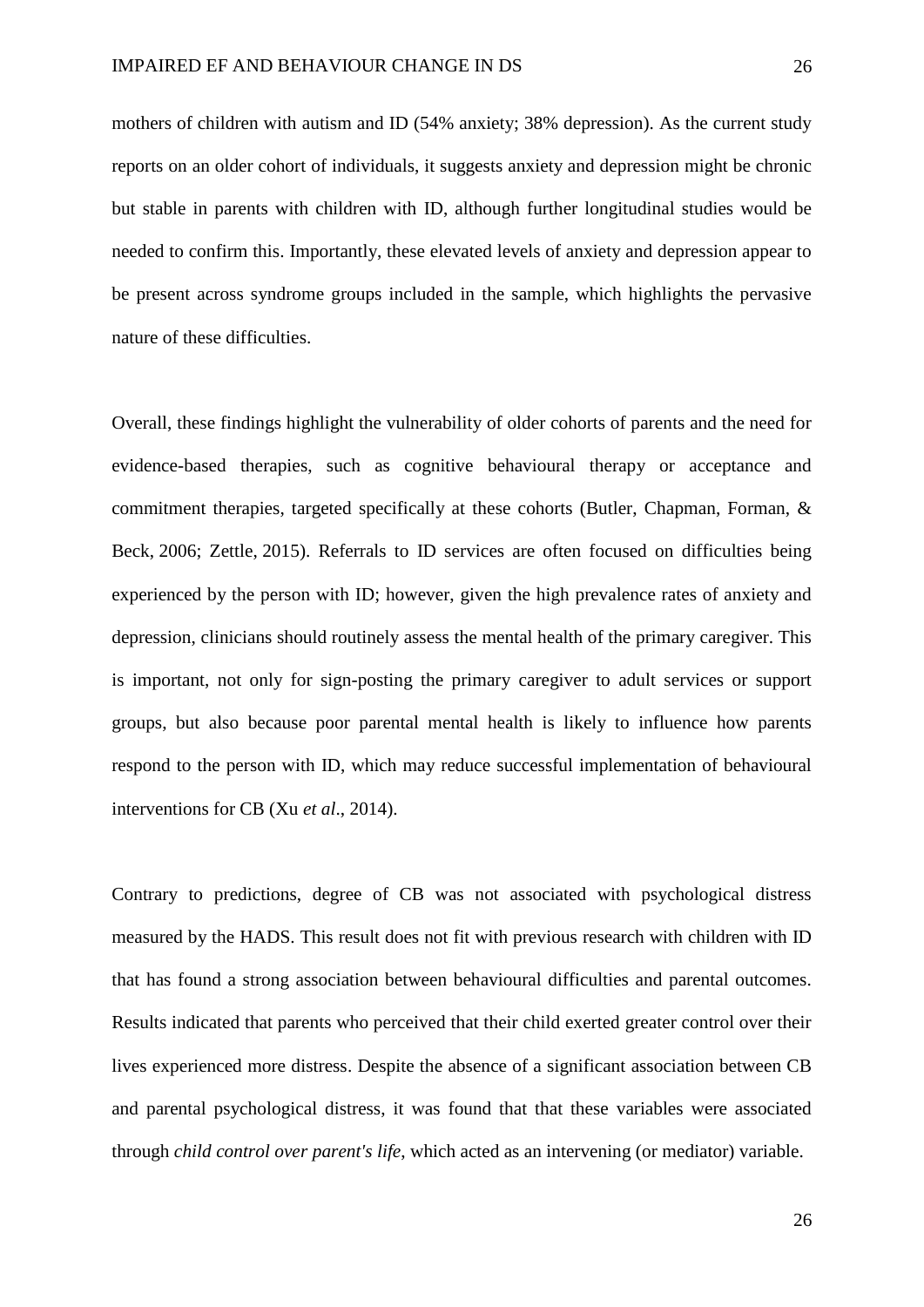mothers of children with autism and ID (54% anxiety; 38% depression). As the current study reports on an older cohort of individuals, it suggests anxiety and depression might be chronic but stable in parents with children with ID, although further longitudinal studies would be needed to confirm this. Importantly, these elevated levels of anxiety and depression appear to be present across syndrome groups included in the sample, which highlights the pervasive nature of these difficulties.

Overall, these findings highlight the vulnerability of older cohorts of parents and the need for evidence-based therapies, such as cognitive behavioural therapy or acceptance and commitment therapies, targeted specifically at these cohorts (Butler, Chapman, Forman, & Beck, 2006; Zettle, 2015). Referrals to ID services are often focused on difficulties being experienced by the person with ID; however, given the high prevalence rates of anxiety and depression, clinicians should routinely assess the mental health of the primary caregiver. This is important, not only for sign-posting the primary caregiver to adult services or support groups, but also because poor parental mental health is likely to influence how parents respond to the person with ID, which may reduce successful implementation of behavioural interventions for CB (Xu *et al*., 2014).

Contrary to predictions, degree of CB was not associated with psychological distress measured by the HADS. This result does not fit with previous research with children with ID that has found a strong association between behavioural difficulties and parental outcomes. Results indicated that parents who perceived that their child exerted greater control over their lives experienced more distress. Despite the absence of a significant association between CB and parental psychological distress, it was found that that these variables were associated through *child control over parent's life*, which acted as an intervening (or mediator) variable.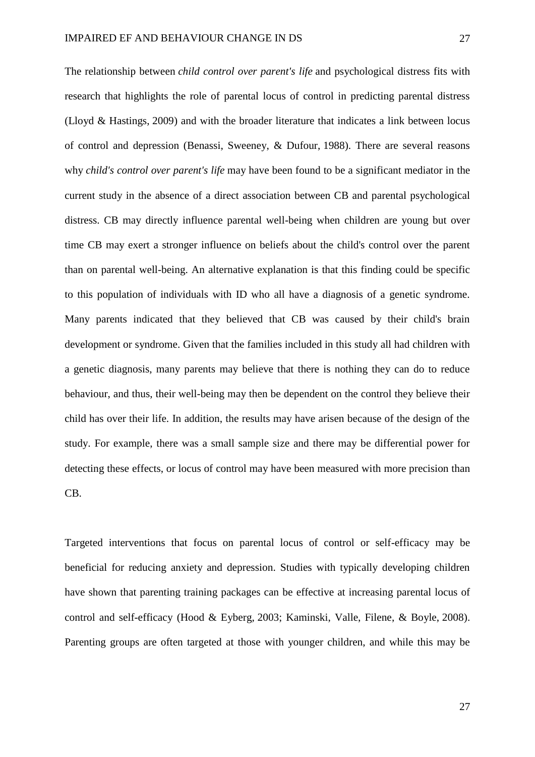The relationship between *child control over parent's life* and psychological distress fits with research that highlights the role of parental locus of control in predicting parental distress (Lloyd & Hastings, 2009) and with the broader literature that indicates a link between locus of control and depression (Benassi, Sweeney, & Dufour, 1988). There are several reasons why *child's control over parent's life* may have been found to be a significant mediator in the current study in the absence of a direct association between CB and parental psychological distress. CB may directly influence parental well-being when children are young but over time CB may exert a stronger influence on beliefs about the child's control over the parent than on parental well-being. An alternative explanation is that this finding could be specific to this population of individuals with ID who all have a diagnosis of a genetic syndrome. Many parents indicated that they believed that CB was caused by their child's brain development or syndrome. Given that the families included in this study all had children with a genetic diagnosis, many parents may believe that there is nothing they can do to reduce behaviour, and thus, their well-being may then be dependent on the control they believe their child has over their life. In addition, the results may have arisen because of the design of the study. For example, there was a small sample size and there may be differential power for detecting these effects, or locus of control may have been measured with more precision than CB.

Targeted interventions that focus on parental locus of control or self-efficacy may be beneficial for reducing anxiety and depression. Studies with typically developing children have shown that parenting training packages can be effective at increasing parental locus of control and self-efficacy (Hood & Eyberg, 2003; Kaminski, Valle, Filene, & Boyle, 2008). Parenting groups are often targeted at those with younger children, and while this may be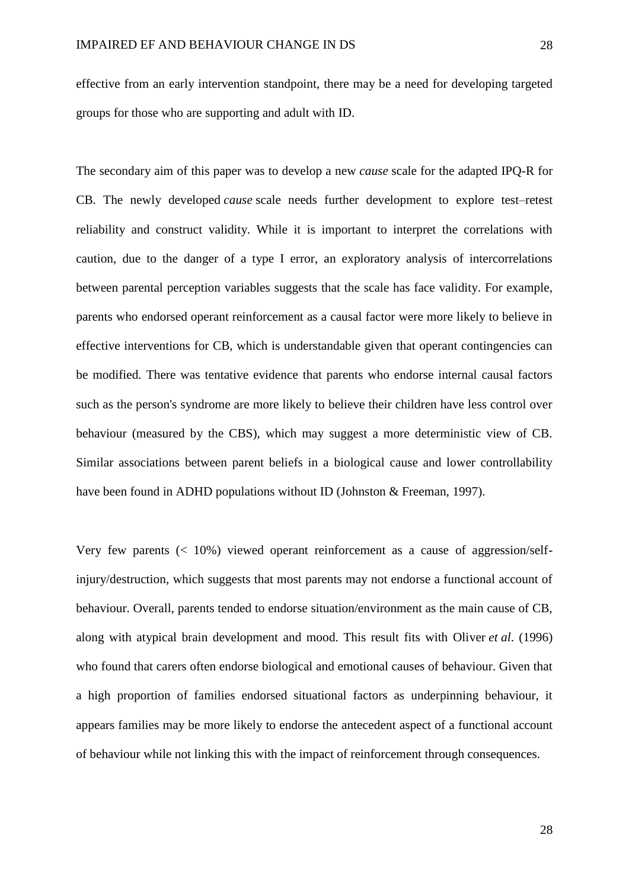effective from an early intervention standpoint, there may be a need for developing targeted groups for those who are supporting and adult with ID.

The secondary aim of this paper was to develop a new *cause* scale for the adapted IPQ-R for CB. The newly developed *cause* scale needs further development to explore test–retest reliability and construct validity. While it is important to interpret the correlations with caution, due to the danger of a type I error, an exploratory analysis of intercorrelations between parental perception variables suggests that the scale has face validity. For example, parents who endorsed operant reinforcement as a causal factor were more likely to believe in effective interventions for CB, which is understandable given that operant contingencies can be modified. There was tentative evidence that parents who endorse internal causal factors such as the person's syndrome are more likely to believe their children have less control over behaviour (measured by the CBS), which may suggest a more deterministic view of CB. Similar associations between parent beliefs in a biological cause and lower controllability have been found in ADHD populations without ID (Johnston & Freeman, 1997).

Very few parents (< 10%) viewed operant reinforcement as a cause of aggression/self-injury/destruction, which suggests that most parents may not endorse a functional account of behaviour. Overall, parents tended to endorse situation/environment as the main cause of CB, along with atypical brain development and mood. This result fits with Oliver *et al*. (1996) who found that carers often endorse biological and emotional causes of behaviour. Given that a high proportion of families endorsed situational factors as underpinning behaviour, it appears families may be more likely to endorse the antecedent aspect of a functional account of behaviour while not linking this with the impact of reinforcement through consequences.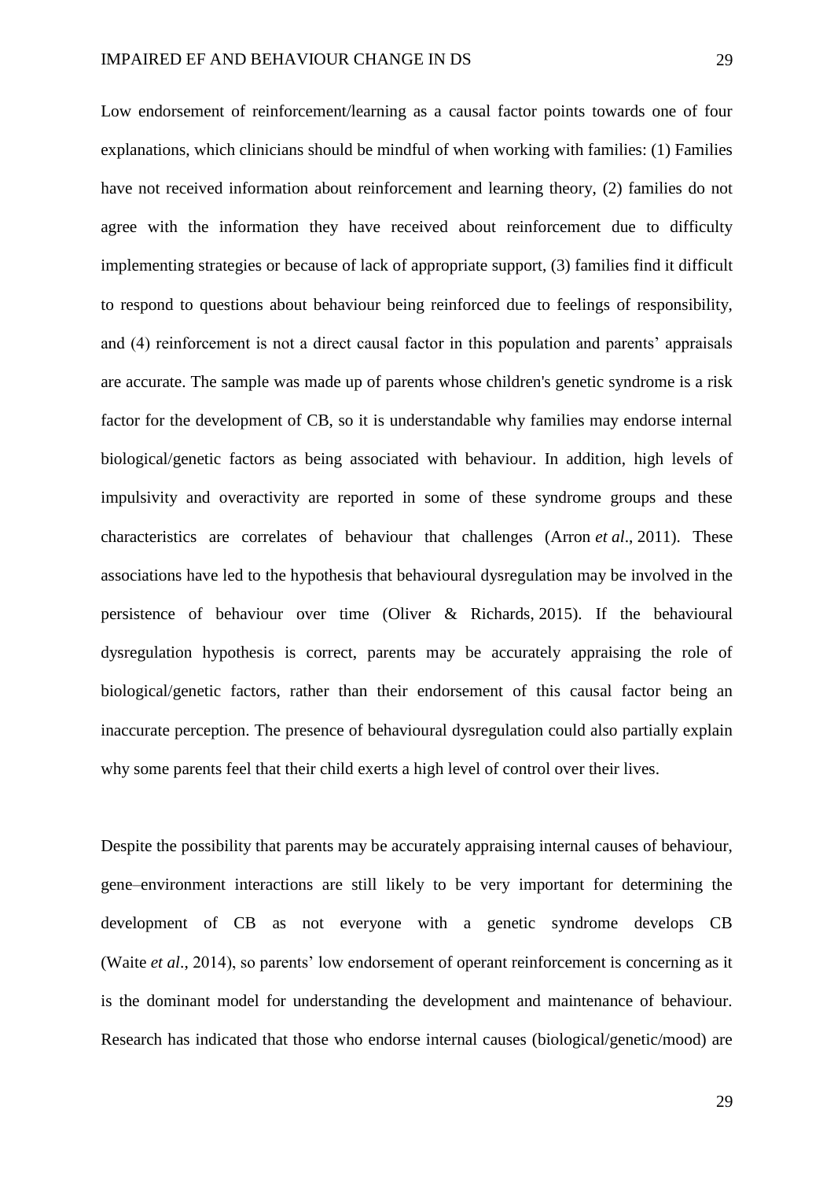Low endorsement of reinforcement/learning as a causal factor points towards one of four explanations, which clinicians should be mindful of when working with families: (1) Families have not received information about reinforcement and learning theory, (2) families do not agree with the information they have received about reinforcement due to difficulty implementing strategies or because of lack of appropriate support, (3) families find it difficult to respond to questions about behaviour being reinforced due to feelings of responsibility, and (4) reinforcement is not a direct causal factor in this population and parents' appraisals are accurate. The sample was made up of parents whose children's genetic syndrome is a risk factor for the development of CB, so it is understandable why families may endorse internal biological/genetic factors as being associated with behaviour. In addition, high levels of impulsivity and overactivity are reported in some of these syndrome groups and these characteristics are correlates of behaviour that challenges (Arron *et al*., 2011). These associations have led to the hypothesis that behavioural dysregulation may be involved in the persistence of behaviour over time (Oliver & Richards, 2015). If the behavioural dysregulation hypothesis is correct, parents may be accurately appraising the role of biological/genetic factors, rather than their endorsement of this causal factor being an inaccurate perception. The presence of behavioural dysregulation could also partially explain why some parents feel that their child exerts a high level of control over their lives.

Despite the possibility that parents may be accurately appraising internal causes of behaviour, gene–environment interactions are still likely to be very important for determining the development of CB as not everyone with a genetic syndrome develops CB (Waite *et al*., 2014), so parents' low endorsement of operant reinforcement is concerning as it is the dominant model for understanding the development and maintenance of behaviour. Research has indicated that those who endorse internal causes (biological/genetic/mood) are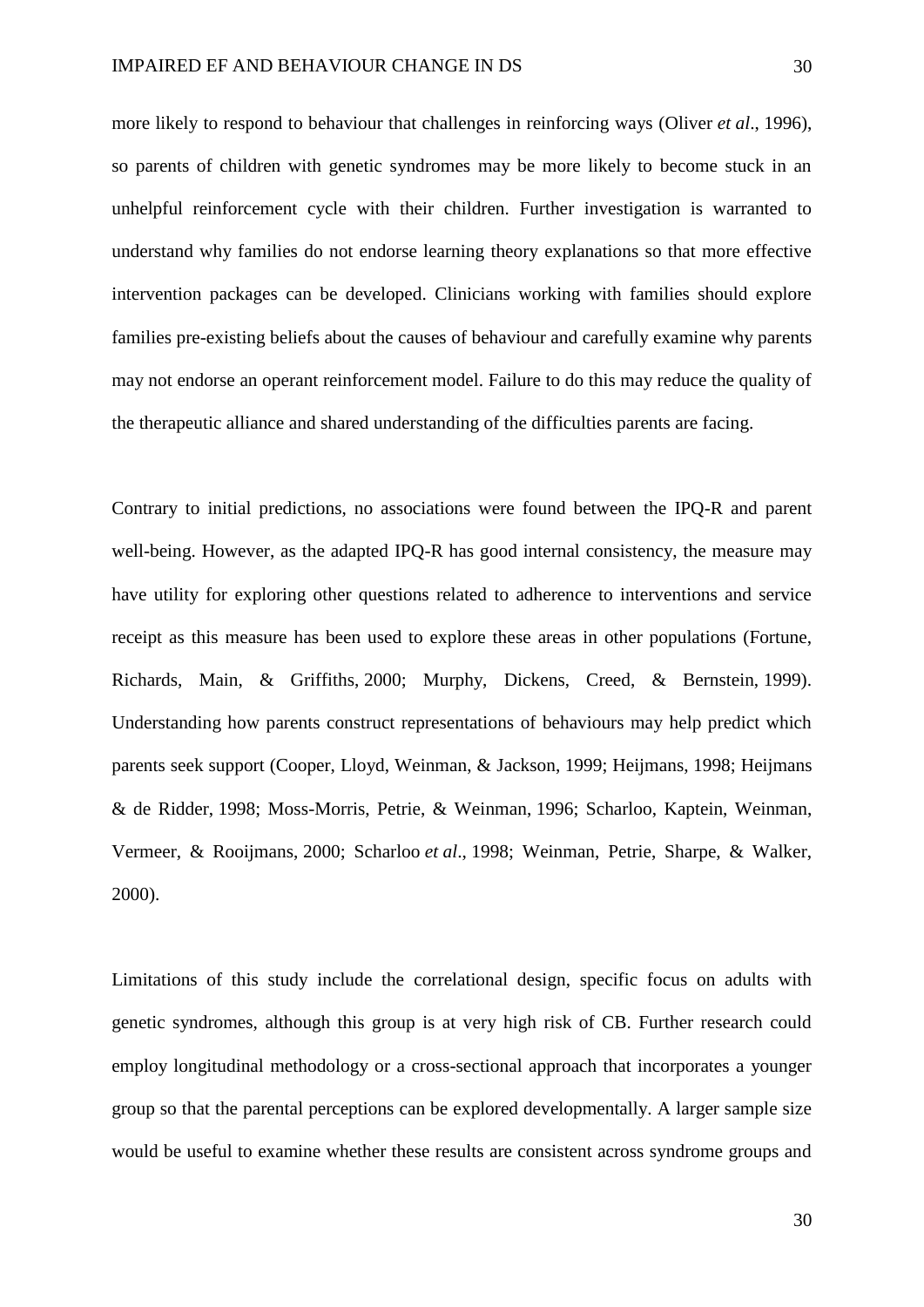more likely to respond to behaviour that challenges in reinforcing ways (Oliver *et al*., 1996), so parents of children with genetic syndromes may be more likely to become stuck in an unhelpful reinforcement cycle with their children. Further investigation is warranted to understand why families do not endorse learning theory explanations so that more effective intervention packages can be developed. Clinicians working with families should explore families pre-existing beliefs about the causes of behaviour and carefully examine why parents may not endorse an operant reinforcement model. Failure to do this may reduce the quality of the therapeutic alliance and shared understanding of the difficulties parents are facing.

Contrary to initial predictions, no associations were found between the IPQ-R and parent well-being. However, as the adapted IPQ-R has good internal consistency, the measure may have utility for exploring other questions related to adherence to interventions and service receipt as this measure has been used to explore these areas in other populations (Fortune, Richards, Main, & Griffiths, 2000; Murphy, Dickens, Creed, & Bernstein, 1999). Understanding how parents construct representations of behaviours may help predict which parents seek support (Cooper, Lloyd, Weinman, & Jackson, 1999; Heijmans, 1998; Heijmans & de Ridder, 1998; Moss-Morris, Petrie, & Weinman, 1996; Scharloo, Kaptein, Weinman, Vermeer, & Rooijmans, 2000; Scharloo *et al*., 1998; Weinman, Petrie, Sharpe, & Walker, 2000).

Limitations of this study include the correlational design, specific focus on adults with genetic syndromes, although this group is at very high risk of CB. Further research could employ longitudinal methodology or a cross-sectional approach that incorporates a younger group so that the parental perceptions can be explored developmentally. A larger sample size would be useful to examine whether these results are consistent across syndrome groups and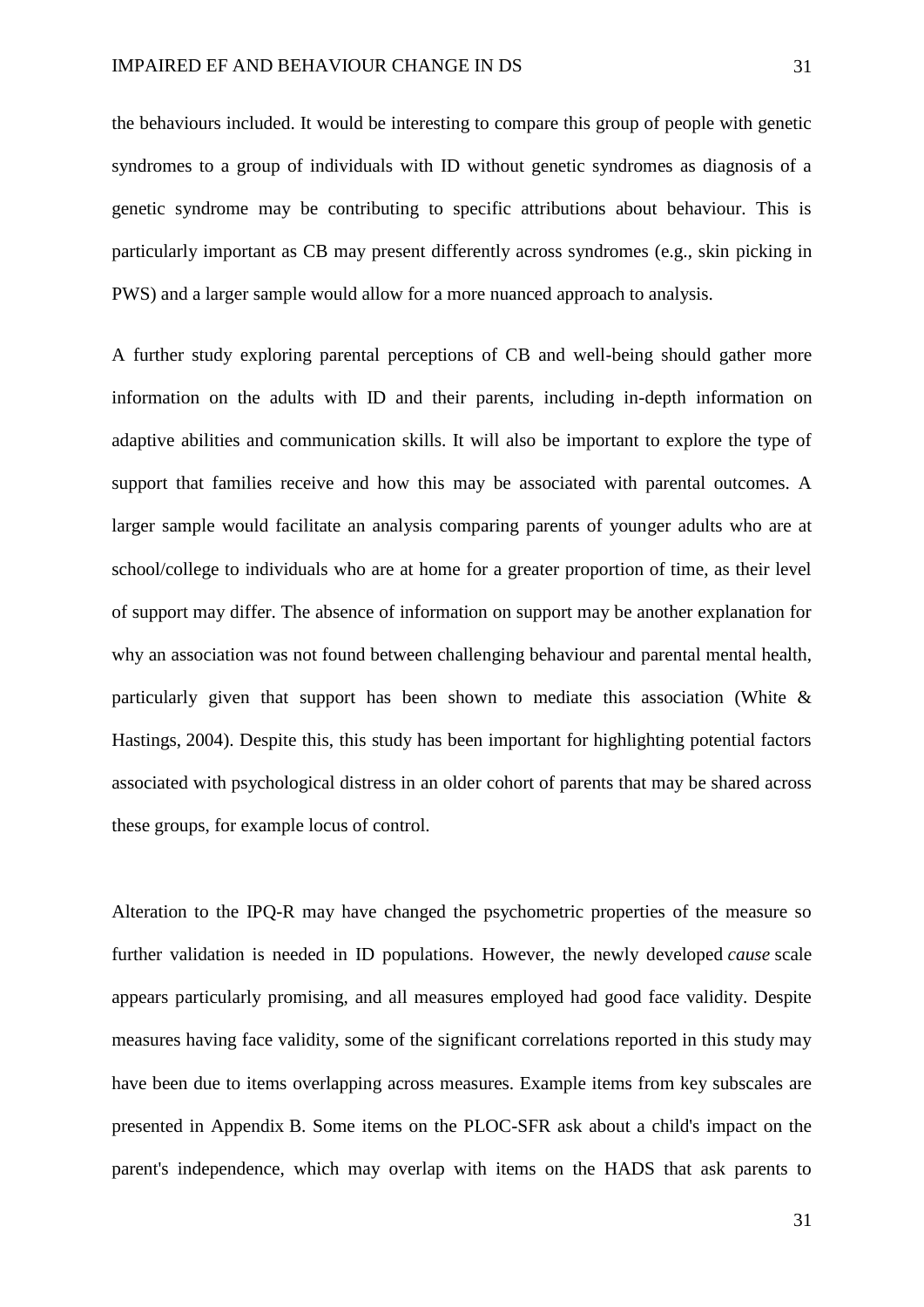the behaviours included. It would be interesting to compare this group of people with genetic syndromes to a group of individuals with ID without genetic syndromes as diagnosis of a genetic syndrome may be contributing to specific attributions about behaviour. This is particularly important as CB may present differently across syndromes (e.g., skin picking in PWS) and a larger sample would allow for a more nuanced approach to analysis.

A further study exploring parental perceptions of CB and well-being should gather more information on the adults with ID and their parents, including in-depth information on adaptive abilities and communication skills. It will also be important to explore the type of support that families receive and how this may be associated with parental outcomes. A larger sample would facilitate an analysis comparing parents of younger adults who are at school/college to individuals who are at home for a greater proportion of time, as their level of support may differ. The absence of information on support may be another explanation for why an association was not found between challenging behaviour and parental mental health, particularly given that support has been shown to mediate this association (White & Hastings, 2004). Despite this, this study has been important for highlighting potential factors associated with psychological distress in an older cohort of parents that may be shared across these groups, for example locus of control.

Alteration to the IPQ-R may have changed the psychometric properties of the measure so further validation is needed in ID populations. However, the newly developed *cause* scale appears particularly promising, and all measures employed had good face validity. Despite measures having face validity, some of the significant correlations reported in this study may have been due to items overlapping across measures. Example items from key subscales are presented in Appendix B. Some items on the PLOC-SFR ask about a child's impact on the parent's independence, which may overlap with items on the HADS that ask parents to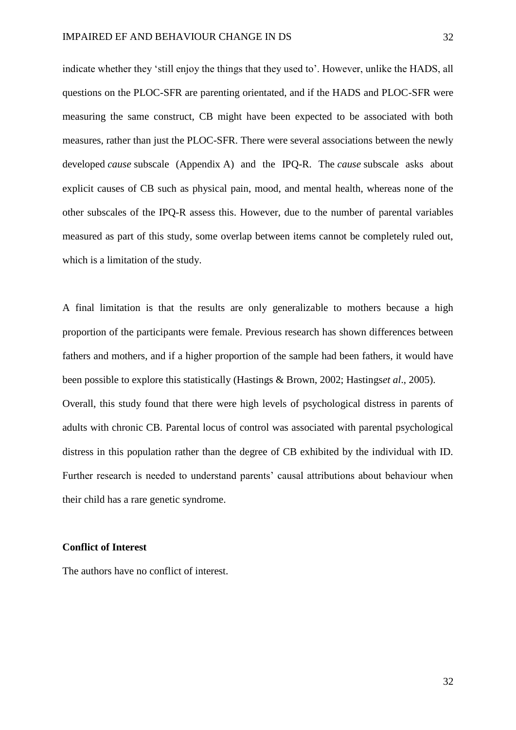indicate whether they 'still enjoy the things that they used to'. However, unlike the HADS, all questions on the PLOC-SFR are parenting orientated, and if the HADS and PLOC-SFR were measuring the same construct, CB might have been expected to be associated with both measures, rather than just the PLOC-SFR. There were several associations between the newly developed *cause* subscale (Appendix A) and the IPQ-R. The *cause* subscale asks about explicit causes of CB such as physical pain, mood, and mental health, whereas none of the other subscales of the IPQ-R assess this. However, due to the number of parental variables measured as part of this study, some overlap between items cannot be completely ruled out, which is a limitation of the study.

A final limitation is that the results are only generalizable to mothers because a high proportion of the participants were female. Previous research has shown differences between fathers and mothers, and if a higher proportion of the sample had been fathers, it would have been possible to explore this statistically (Hastings & Brown, 2002; Hastings*et al*., 2005).

Overall, this study found that there were high levels of psychological distress in parents of adults with chronic CB. Parental locus of control was associated with parental psychological distress in this population rather than the degree of CB exhibited by the individual with ID. Further research is needed to understand parents' causal attributions about behaviour when their child has a rare genetic syndrome.

**Conflict of Interest**

The authors have no conflict of interest.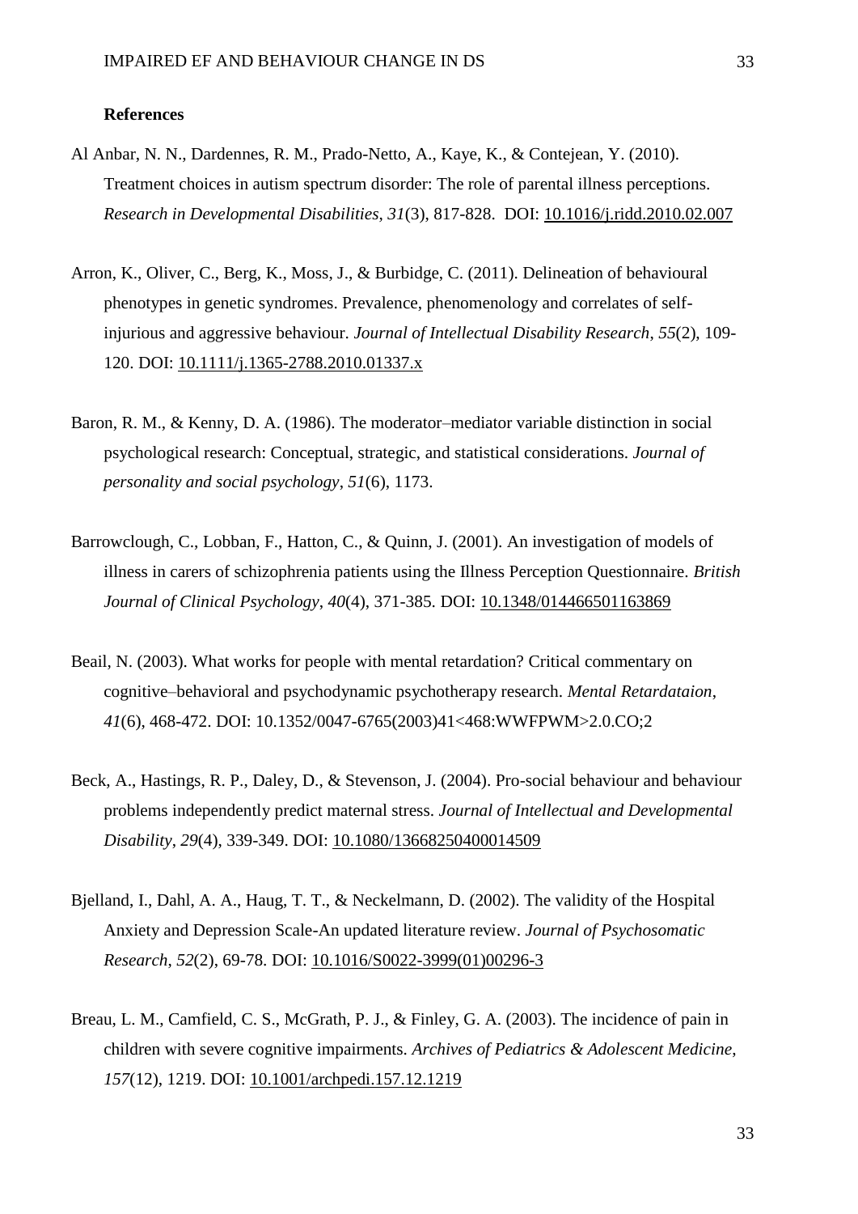**References**

Al Anbar, N. N., Dardennes, R. M., Prado-Netto, A., Kaye, K., & Contejean, Y. (2010). Treatment choices in autism spectrum disorder: The role of parental illness perceptions. *Research in Developmental Disabilities*, *31*(3), 817-828. DOI: 10.1016/j.ridd.2010.02.007

Arron, K., Oliver, C., Berg, K., Moss, J., & Burbidge, C. (2011). Delineation of behavioural phenotypes in genetic syndromes. Prevalence, phenomenology and correlates of self-injurious and aggressive behaviour. *Journal of Intellectual Disability Research*, *55*(2), 109-120. DOI: 10.1111/j.1365-2788.2010.01337.x

Baron, R. M., & Kenny, D. A. (1986). The moderator–mediator variable distinction in social psychological research: Conceptual, strategic, and statistical considerations. *Journal of personality and social psychology*, *51*(6), 1173.

Barrowclough, C., Lobban, F., Hatton, C., & Quinn, J. (2001). An investigation of models of illness in carers of schizophrenia patients using the Illness Perception Questionnaire. *British Journal of Clinical Psychology*, *40*(4), 371-385. DOI: 10.1348/014466501163869

Beail, N. (2003). What works for people with mental retardation? Critical commentary on cognitive–behavioral and psychodynamic psychotherapy research. *Mental Retardataion*, *41*(6), 468-472. DOI: 10.1352/0047-6765(2003)41<468:WWFPWM>2.0.CO;2

Beck, A., Hastings, R. P., Daley, D., & Stevenson, J. (2004). Pro-social behaviour and behaviour problems independently predict maternal stress. *Journal of Intellectual and Developmental Disability*, *29*(4), 339-349. DOI: 10.1080/13668250400014509

Bjelland, I., Dahl, A. A., Haug, T. T., & Neckelmann, D. (2002). The validity of the Hospital Anxiety and Depression Scale-An updated literature review. *Journal of Psychosomatic Research*, *52*(2), 69-78. DOI: 10.1016/S0022-3999(01)00296-3

Breau, L. M., Camfield, C. S., McGrath, P. J., & Finley, G. A. (2003). The incidence of pain in children with severe cognitive impairments. *Archives of Pediatrics & Adolescent Medicine*, *157*(12), 1219. DOI: 10.1001/archpedi.157.12.1219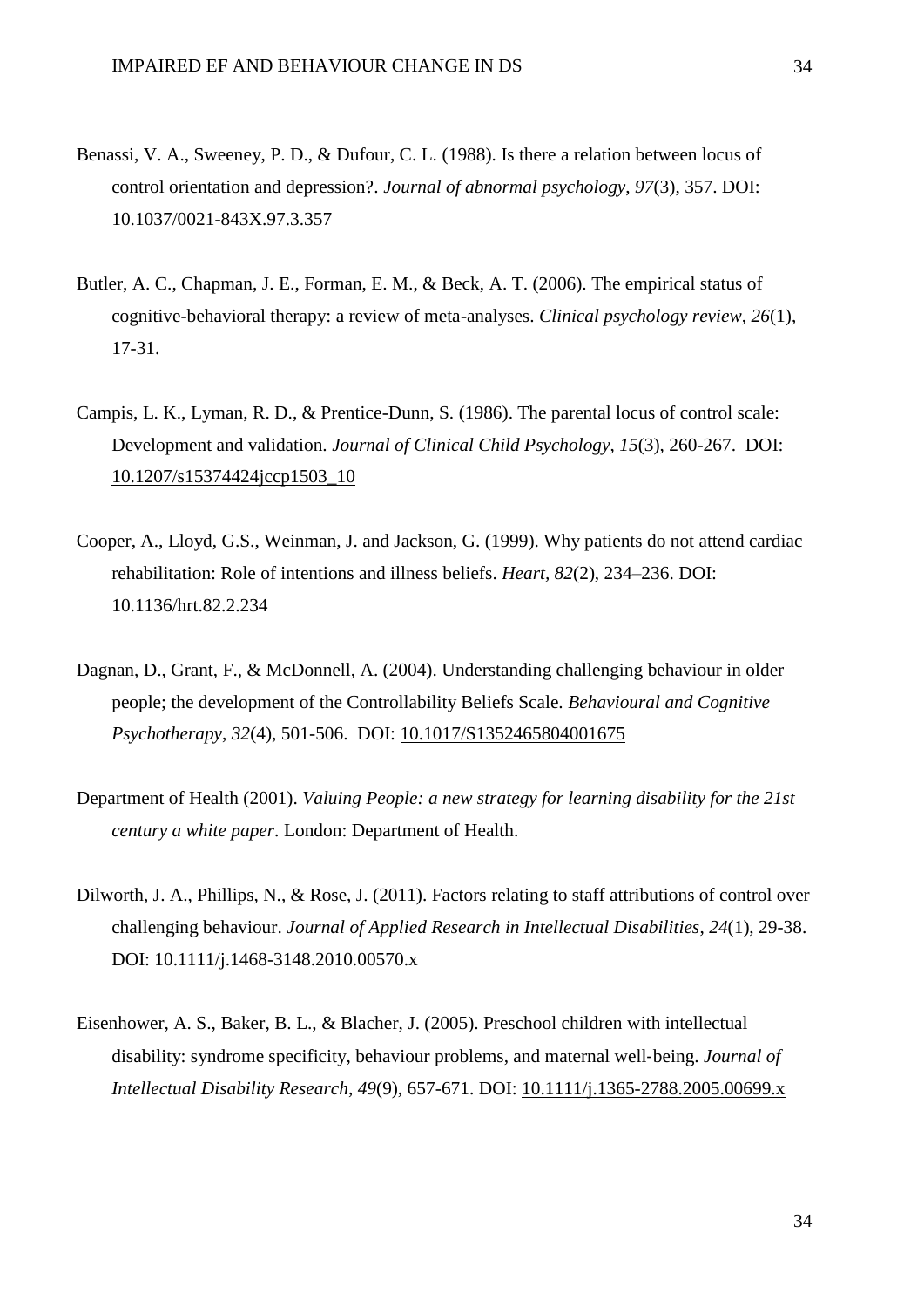Benassi, V. A., Sweeney, P. D., & Dufour, C. L. (1988). Is there a relation between locus of control orientation and depression?. *Journal of abnormal psychology*, *97*(3), 357. DOI: 10.1037/0021-843X.97.3.357

Butler, A. C., Chapman, J. E., Forman, E. M., & Beck, A. T. (2006). The empirical status of cognitive-behavioral therapy: a review of meta-analyses. *Clinical psychology review*, *26*(1), 17-31.

Campis, L. K., Lyman, R. D., & Prentice-Dunn, S. (1986). The parental locus of control scale: Development and validation. *Journal of Clinical Child Psychology*, *15*(3), 260-267. DOI: 10.1207/s15374424jccp1503_10

Cooper, A., Lloyd, G.S., Weinman, J. and Jackson, G. (1999). Why patients do not attend cardiac rehabilitation: Role of intentions and illness beliefs. *Heart, 82*(2), 234–236. DOI: 10.1136/hrt.82.2.234

Dagnan, D., Grant, F., & McDonnell, A. (2004). Understanding challenging behaviour in older people; the development of the Controllability Beliefs Scale. *Behavioural and Cognitive Psychotherapy*, *32*(4), 501-506. DOI: 10.1017/S1352465804001675

Department of Health (2001). *Valuing People: a new strategy for learning disability for the 21st century a white paper*. London: Department of Health.

Dilworth, J. A., Phillips, N., & Rose, J. (2011). Factors relating to staff attributions of control over challenging behaviour. *Journal of Applied Research in Intellectual Disabilities*, *24*(1), 29-38. DOI: 10.1111/j.1468-3148.2010.00570.x

Eisenhower, A. S., Baker, B. L., & Blacher, J. (2005). Preschool children with intellectual disability: syndrome specificity, behaviour problems, and maternal well-being. *Journal of Intellectual Disability Research*, *49*(9), 657-671. DOI: 10.1111/j.1365-2788.2005.00699.x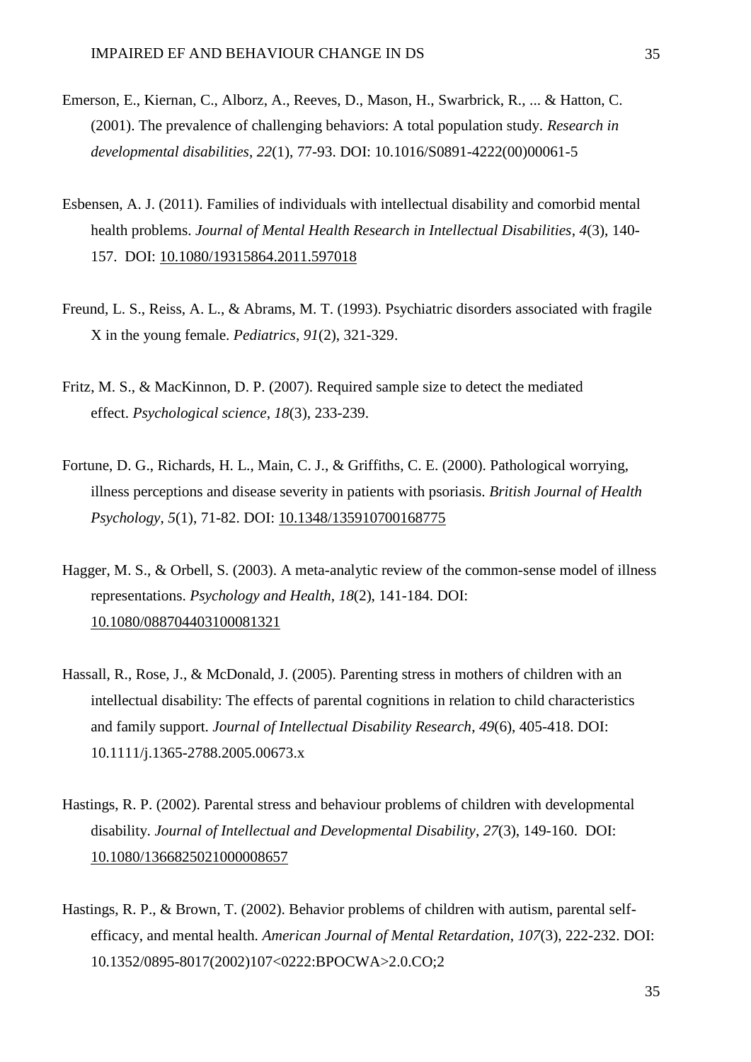Emerson, E., Kiernan, C., Alborz, A., Reeves, D., Mason, H., Swarbrick, R., ... & Hatton, C. (2001). The prevalence of challenging behaviors: A total population study. *Research in developmental disabilities*, *22*(1), 77-93. DOI: 10.1016/S0891-4222(00)00061-5

Esbensen, A. J. (2011). Families of individuals with intellectual disability and comorbid mental health problems. *Journal of Mental Health Research in Intellectual Disabilities*, *4*(3), 140-157. DOI: 10.1080/19315864.2011.597018

Freund, L. S., Reiss, A. L., & Abrams, M. T. (1993). Psychiatric disorders associated with fragile X in the young female. *Pediatrics*, *91*(2), 321-329.

Fritz, M. S., & MacKinnon, D. P. (2007). Required sample size to detect the mediated effect. *Psychological science*, *18*(3), 233-239.

Fortune, D. G., Richards, H. L., Main, C. J., & Griffiths, C. E. (2000). Pathological worrying, illness perceptions and disease severity in patients with psoriasis. *British Journal of Health Psychology*, *5*(1), 71-82. DOI: 10.1348/135910700168775

Hagger, M. S., & Orbell, S. (2003). A meta-analytic review of the common-sense model of illness representations. *Psychology and Health*, *18*(2), 141-184. DOI: 10.1080/088704403100081321

Hassall, R., Rose, J., & McDonald, J. (2005). Parenting stress in mothers of children with an intellectual disability: The effects of parental cognitions in relation to child characteristics and family support. *Journal of Intellectual Disability Research*, *49*(6), 405-418. DOI: 10.1111/j.1365-2788.2005.00673.x

Hastings, R. P. (2002). Parental stress and behaviour problems of children with developmental disability. *Journal of Intellectual and Developmental Disability*, *27*(3), 149-160. DOI: 10.1080/1366825021000008657

Hastings, R. P., & Brown, T. (2002). Behavior problems of children with autism, parental self-efficacy, and mental health. *American Journal of Mental Retardation*, *107*(3), 222-232. DOI: 10.1352/0895-8017(2002)107<0222:BPOCWA>2.0.CO;2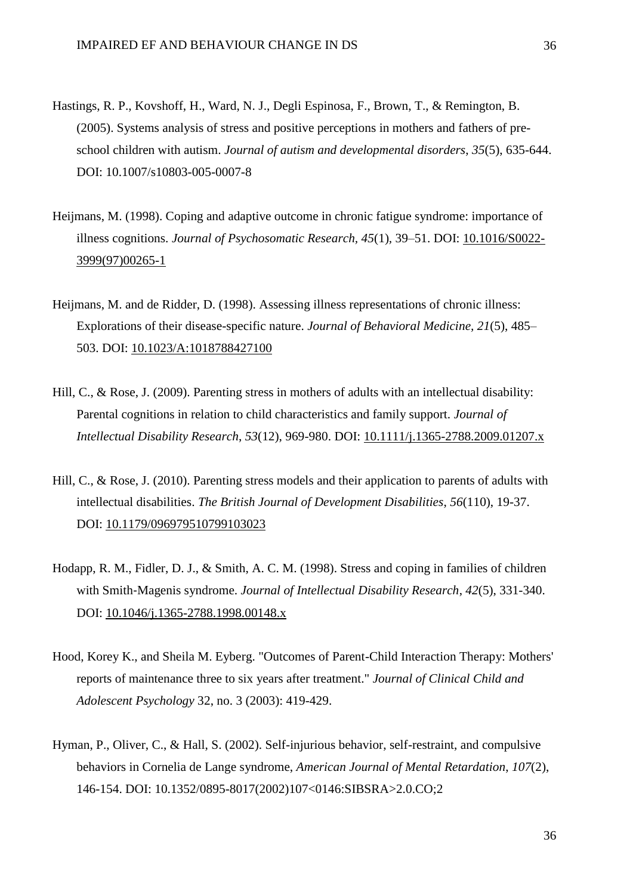Hastings, R. P., Kovshoff, H., Ward, N. J., Degli Espinosa, F., Brown, T., & Remington, B. (2005). Systems analysis of stress and positive perceptions in mothers and fathers of pre-school children with autism. *Journal of autism and developmental disorders*, *35*(5), 635-644. DOI: 10.1007/s10803-005-0007-8

Heijmans, M. (1998). Coping and adaptive outcome in chronic fatigue syndrome: importance of illness cognitions. *Journal of Psychosomatic Research, 45*(1), 39–51. DOI: 10.1016/S0022-3999(97)00265-1

Heijmans, M. and de Ridder, D. (1998). Assessing illness representations of chronic illness: Explorations of their disease-specific nature. *Journal of Behavioral Medicine, 21*(5), 485–503. DOI: 10.1023/A:1018788427100

Hill, C., & Rose, J. (2009). Parenting stress in mothers of adults with an intellectual disability: Parental cognitions in relation to child characteristics and family support. *Journal of Intellectual Disability Research*, *53*(12), 969-980. DOI: 10.1111/j.1365-2788.2009.01207.x

Hill, C., & Rose, J. (2010). Parenting stress models and their application to parents of adults with intellectual disabilities. *The British Journal of Development Disabilities*, *56*(110), 19-37. DOI: 10.1179/096979510799103023

Hodapp, R. M., Fidler, D. J., & Smith, A. C. M. (1998). Stress and coping in families of children with Smith-Magenis syndrome. *Journal of Intellectual Disability Research*, *42*(5), 331-340. DOI: 10.1046/j.1365-2788.1998.00148.x

Hood, Korey K., and Sheila M. Eyberg. "Outcomes of Parent-Child Interaction Therapy: Mothers' reports of maintenance three to six years after treatment." *Journal of Clinical Child and Adolescent Psychology* 32, no. 3 (2003): 419-429.

Hyman, P., Oliver, C., & Hall, S. (2002). Self-injurious behavior, self-restraint, and compulsive behaviors in Cornelia de Lange syndrome, *American Journal of Mental Retardation*, *107*(2), 146-154. DOI: 10.1352/0895-8017(2002)107<0146:SIBSRA>2.0.CO;2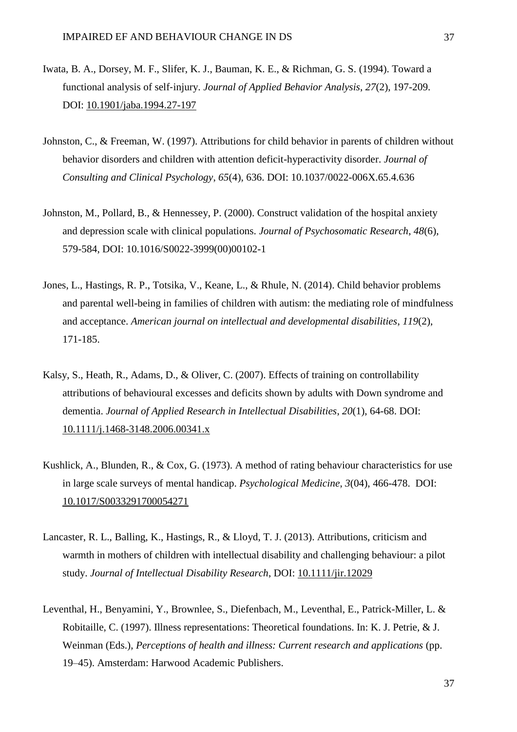Iwata, B. A., Dorsey, M. F., Slifer, K. J., Bauman, K. E., & Richman, G. S. (1994). Toward a functional analysis of self-injury. *Journal of Applied Behavior Analysis*, *27*(2), 197-209. DOI: 10.1901/jaba.1994.27-197

Johnston, C., & Freeman, W. (1997). Attributions for child behavior in parents of children without behavior disorders and children with attention deficit-hyperactivity disorder. *Journal of Consulting and Clinical Psychology*, *65*(4), 636. DOI: 10.1037/0022-006X.65.4.636

Johnston, M., Pollard, B., & Hennessey, P. (2000). Construct validation of the hospital anxiety and depression scale with clinical populations. *Journal of Psychosomatic Research*, *48*(6), 579-584, DOI: 10.1016/S0022-3999(00)00102-1

Jones, L., Hastings, R. P., Totsika, V., Keane, L., & Rhule, N. (2014). Child behavior problems and parental well-being in families of children with autism: the mediating role of mindfulness and acceptance. *American journal on intellectual and developmental disabilities*, *119*(2), 171-185.

Kalsy, S., Heath, R., Adams, D., & Oliver, C. (2007). Effects of training on controllability attributions of behavioural excesses and deficits shown by adults with Down syndrome and dementia. *Journal of Applied Research in Intellectual Disabilities*, *20*(1), 64-68. DOI: 10.1111/j.1468-3148.2006.00341.x

Kushlick, A., Blunden, R., & Cox, G. (1973). A method of rating behaviour characteristics for use in large scale surveys of mental handicap. *Psychological Medicine*, *3*(04), 466-478. DOI: 10.1017/S0033291700054271

Lancaster, R. L., Balling, K., Hastings, R., & Lloyd, T. J. (2013). Attributions, criticism and warmth in mothers of children with intellectual disability and challenging behaviour: a pilot study. *Journal of Intellectual Disability Research*, DOI: 10.1111/jir.12029

Leventhal, H., Benyamini, Y., Brownlee, S., Diefenbach, M., Leventhal, E., Patrick-Miller, L. & Robitaille, C. (1997). Illness representations: Theoretical foundations. In: K. J. Petrie, & J. Weinman (Eds.), *Perceptions of health and illness: Current research and applications* (pp. 19–45). Amsterdam: Harwood Academic Publishers.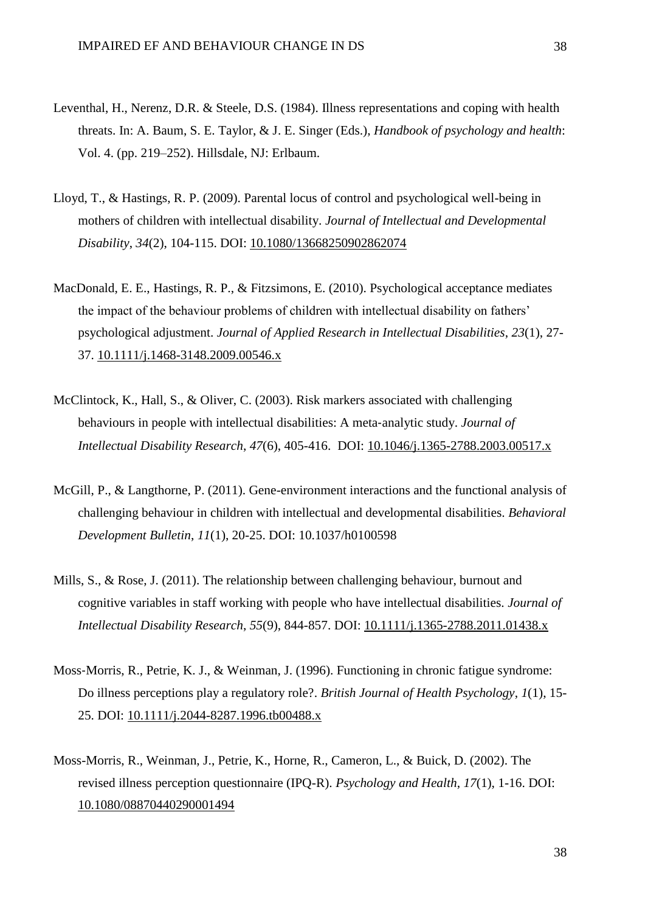Leventhal, H., Nerenz, D.R. & Steele, D.S. (1984). Illness representations and coping with health threats. In: A. Baum, S. E. Taylor, & J. E. Singer (Eds.), *Handbook of psychology and health*: Vol. 4. (pp. 219–252). Hillsdale, NJ: Erlbaum.

Lloyd, T., & Hastings, R. P. (2009). Parental locus of control and psychological well-being in mothers of children with intellectual disability. *Journal of Intellectual and Developmental Disability*, *34*(2), 104-115. DOI: 10.1080/13668250902862074

MacDonald, E. E., Hastings, R. P., & Fitzsimons, E. (2010). Psychological acceptance mediates the impact of the behaviour problems of children with intellectual disability on fathers' psychological adjustment. *Journal of Applied Research in Intellectual Disabilities*, *23*(1), 27-37. 10.1111/j.1468-3148.2009.00546.x

McClintock, K., Hall, S., & Oliver, C. (2003). Risk markers associated with challenging behaviours in people with intellectual disabilities: A meta-analytic study. *Journal of Intellectual Disability Research*, *47*(6), 405-416. DOI: 10.1046/j.1365-2788.2003.00517.x

McGill, P., & Langthorne, P. (2011). Gene-environment interactions and the functional analysis of challenging behaviour in children with intellectual and developmental disabilities. *Behavioral Development Bulletin*, *11*(1), 20-25. DOI: 10.1037/h0100598

Mills, S., & Rose, J. (2011). The relationship between challenging behaviour, burnout and cognitive variables in staff working with people who have intellectual disabilities. *Journal of Intellectual Disability Research*, *55*(9), 844-857. DOI: 10.1111/j.1365-2788.2011.01438.x

Moss-Morris, R., Petrie, K. J., & Weinman, J. (1996). Functioning in chronic fatigue syndrome: Do illness perceptions play a regulatory role?. *British Journal of Health Psychology*, *1*(1), 15-25. DOI: 10.1111/j.2044-8287.1996.tb00488.x

Moss-Morris, R., Weinman, J., Petrie, K., Horne, R., Cameron, L., & Buick, D. (2002). The revised illness perception questionnaire (IPQ-R). *Psychology and Health*, *17*(1), 1-16. DOI: 10.1080/08870440290001494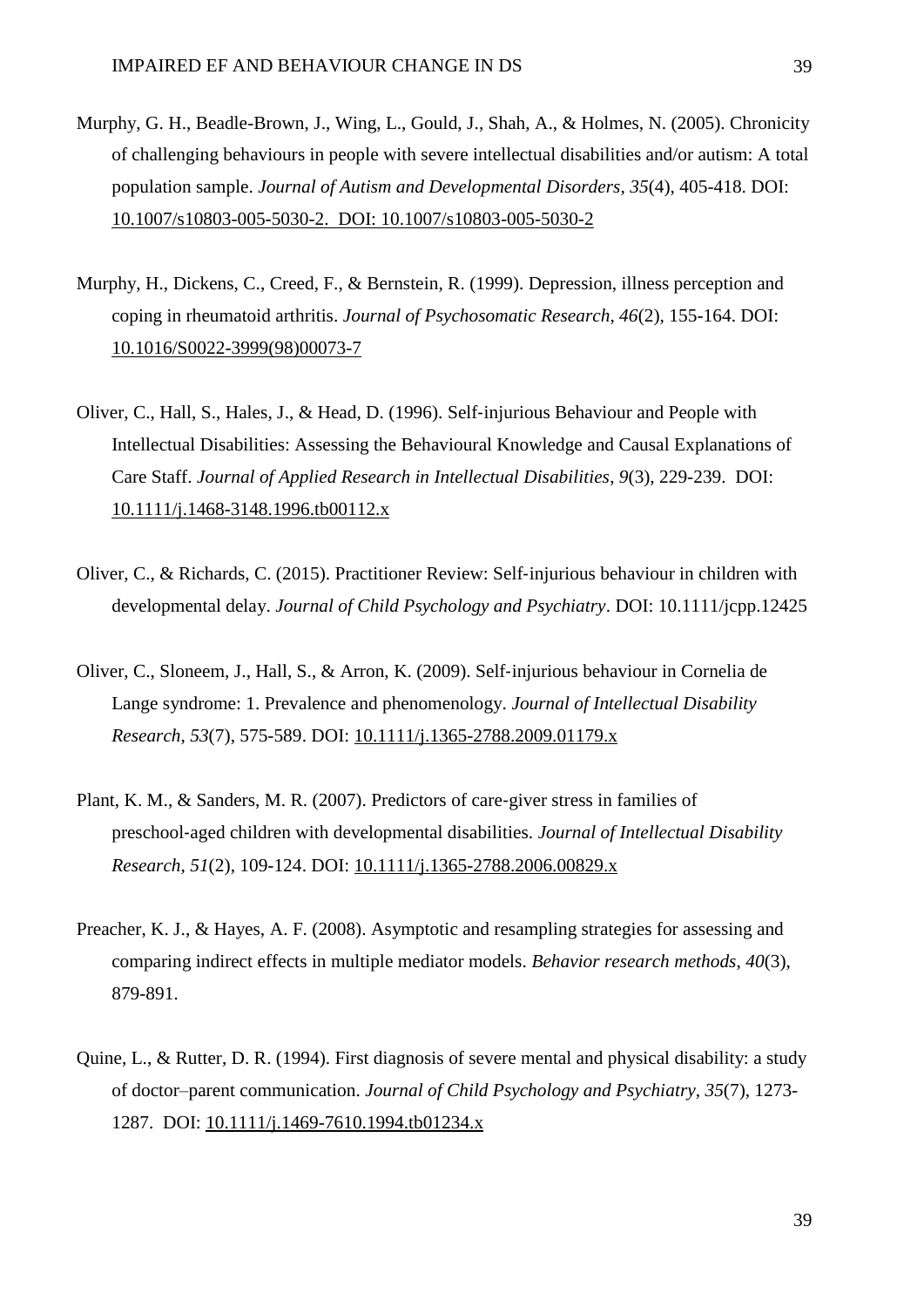Murphy, G. H., Beadle-Brown, J., Wing, L., Gould, J., Shah, A., & Holmes, N. (2005). Chronicity of challenging behaviours in people with severe intellectual disabilities and/or autism: A total population sample. *Journal of Autism and Developmental Disorders*, *35*(4), 405-418. DOI: 10.1007/s10803-005-5030-2. DOI: 10.1007/s10803-005-5030-2

Murphy, H., Dickens, C., Creed, F., & Bernstein, R. (1999). Depression, illness perception and coping in rheumatoid arthritis. *Journal of Psychosomatic Research*, *46*(2), 155-164. DOI: 10.1016/S0022-3999(98)00073-7

Oliver, C., Hall, S., Hales, J., & Head, D. (1996). Self-injurious Behaviour and People with Intellectual Disabilities: Assessing the Behavioural Knowledge and Causal Explanations of Care Staff. *Journal of Applied Research in Intellectual Disabilities*, *9*(3), 229-239. DOI: 10.1111/j.1468-3148.1996.tb00112.x

Oliver, C., & Richards, C. (2015). Practitioner Review: Self-injurious behaviour in children with developmental delay. *Journal of Child Psychology and Psychiatry*. DOI: 10.1111/jcpp.12425

Oliver, C., Sloneem, J., Hall, S., & Arron, K. (2009). Self-injurious behaviour in Cornelia de Lange syndrome: 1. Prevalence and phenomenology. *Journal of Intellectual Disability Research*, *53*(7), 575-589. DOI: 10.1111/j.1365-2788.2009.01179.x

Plant, K. M., & Sanders, M. R. (2007). Predictors of care-giver stress in families of preschool-aged children with developmental disabilities. *Journal of Intellectual Disability Research*, *51*(2), 109-124. DOI: 10.1111/j.1365-2788.2006.00829.x

Preacher, K. J., & Hayes, A. F. (2008). Asymptotic and resampling strategies for assessing and comparing indirect effects in multiple mediator models. *Behavior research methods*, *40*(3), 879-891.

Quine, L., & Rutter, D. R. (1994). First diagnosis of severe mental and physical disability: a study of doctor–parent communication. *Journal of Child Psychology and Psychiatry*, *35*(7), 1273-1287. DOI: 10.1111/j.1469-7610.1994.tb01234.x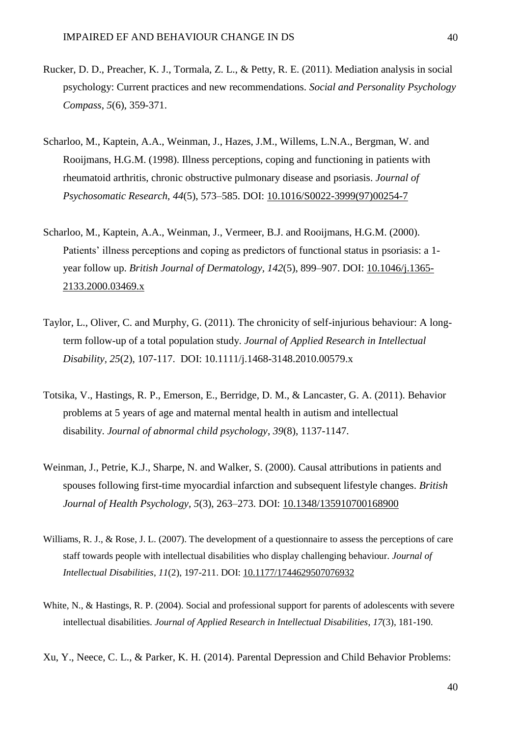Rucker, D. D., Preacher, K. J., Tormala, Z. L., & Petty, R. E. (2011). Mediation analysis in social psychology: Current practices and new recommendations. *Social and Personality Psychology Compass*, *5*(6), 359-371.

Scharloo, M., Kaptein, A.A., Weinman, J., Hazes, J.M., Willems, L.N.A., Bergman, W. and Rooijmans, H.G.M. (1998). Illness perceptions, coping and functioning in patients with rheumatoid arthritis, chronic obstructive pulmonary disease and psoriasis. *Journal of Psychosomatic Research, 44*(5), 573–585. DOI: 10.1016/S0022-3999(97)00254-7

Scharloo, M., Kaptein, A.A., Weinman, J., Vermeer, B.J. and Rooijmans, H.G.M. (2000). Patients' illness perceptions and coping as predictors of functional status in psoriasis: a 1-year follow up. *British Journal of Dermatology, 142*(5), 899–907. DOI: 10.1046/j.1365-2133.2000.03469.x

Taylor, L., Oliver, C. and Murphy, G. (2011). The chronicity of self-injurious behaviour: A long-term follow-up of a total population study. *Journal of Applied Research in Intellectual Disability*, *25*(2), 107-117. DOI: 10.1111/j.1468-3148.2010.00579.x

Totsika, V., Hastings, R. P., Emerson, E., Berridge, D. M., & Lancaster, G. A. (2011). Behavior problems at 5 years of age and maternal mental health in autism and intellectual disability. *Journal of abnormal child psychology*, *39*(8), 1137-1147.

Weinman, J., Petrie, K.J., Sharpe, N. and Walker, S. (2000). Causal attributions in patients and spouses following first-time myocardial infarction and subsequent lifestyle changes. *British Journal of Health Psychology, 5*(3), 263–273. DOI: 10.1348/135910700168900

Williams, R. J., & Rose, J. L. (2007). The development of a questionnaire to assess the perceptions of care staff towards people with intellectual disabilities who display challenging behaviour. *Journal of Intellectual Disabilities*, *11*(2), 197-211. DOI: 10.1177/1744629507076932

White, N., & Hastings, R. P. (2004). Social and professional support for parents of adolescents with severe intellectual disabilities. *Journal of Applied Research in Intellectual Disabilities*, *17*(3), 181-190.

Xu, Y., Neece, C. L., & Parker, K. H. (2014). Parental Depression and Child Behavior Problems: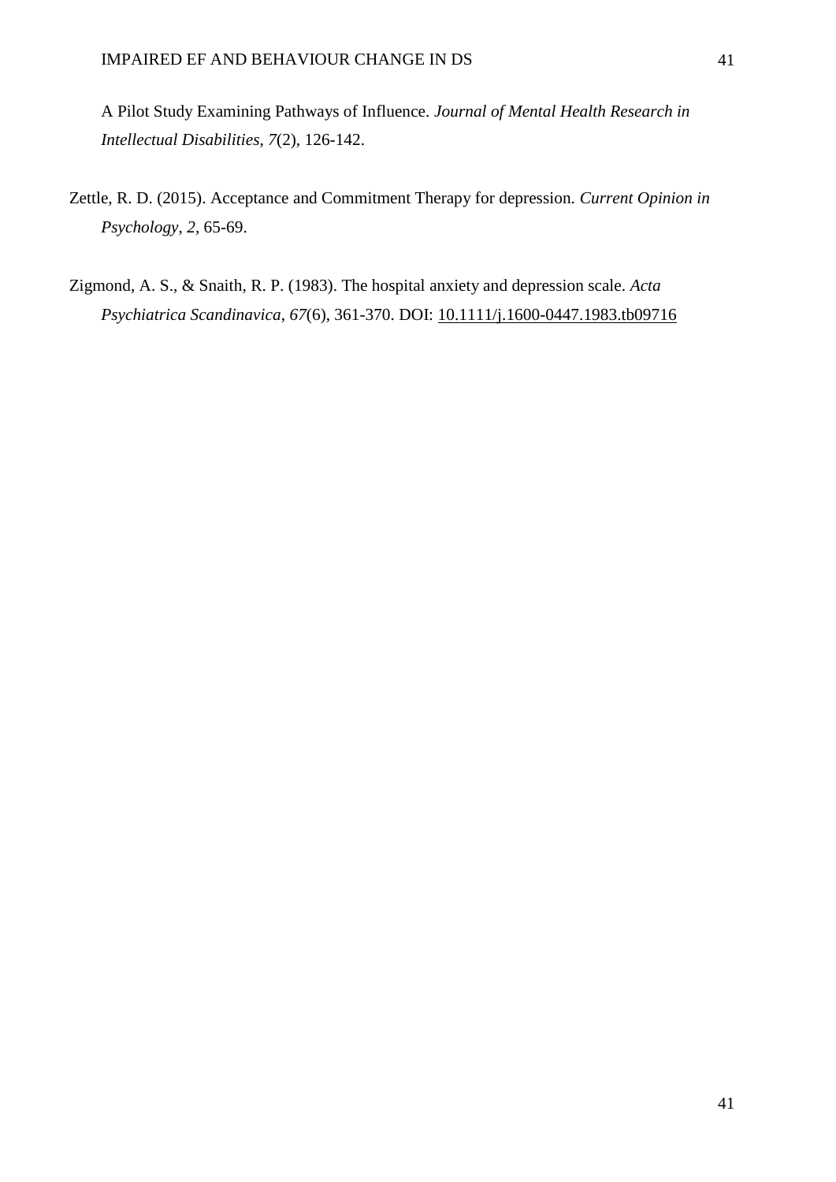A Pilot Study Examining Pathways of Influence. *Journal of Mental Health Research in Intellectual Disabilities*, *7*(2), 126-142.

Zettle, R. D. (2015). Acceptance and Commitment Therapy for depression. *Current Opinion in Psychology*, *2*, 65-69.

Zigmond, A. S., & Snaith, R. P. (1983). The hospital anxiety and depression scale. *Acta Psychiatrica Scandinavica*, *67*(6), 361-370. DOI: 10.1111/j.1600-0447.1983.tb09716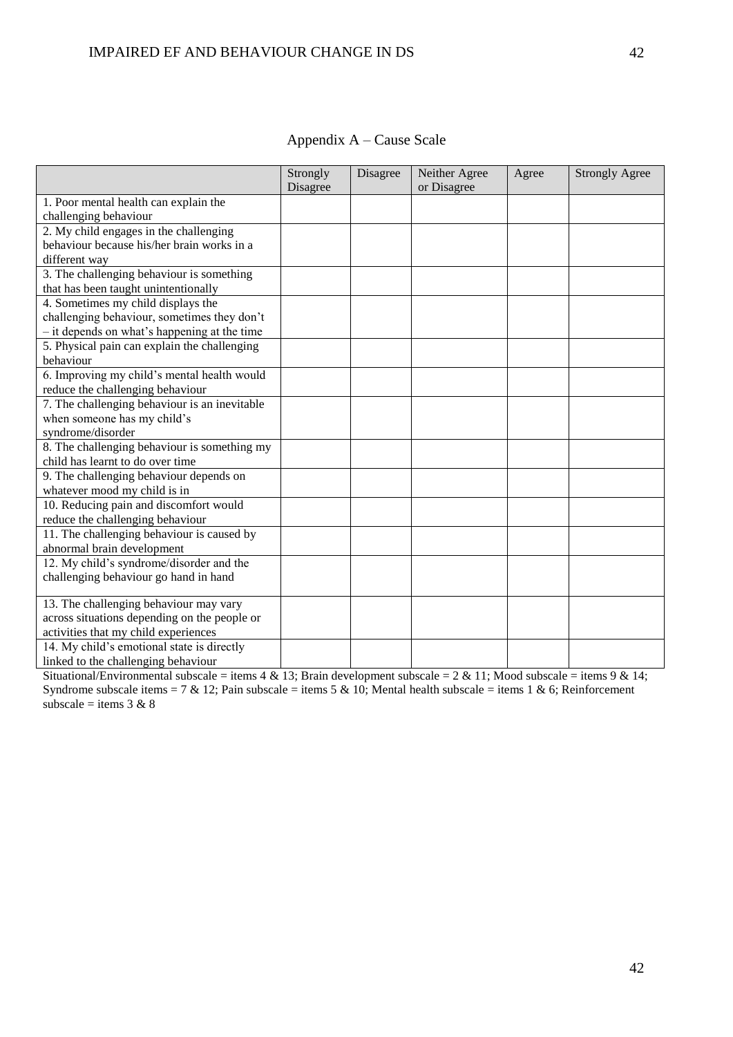# Appendix A – Cause Scale

| | Strongly Disagree | Disagree | Neither Agree or Disagree | Agree | Strongly Agree |
|---|---|---|---|---|---|
| 1. Poor mental health can explain the challenging behaviour | | | | | |
| 2. My child engages in the challenging behaviour because his/her brain works in a different way | | | | | |
| 3. The challenging behaviour is something that has been taught unintentionally | | | | | |
| 4. Sometimes my child displays the challenging behaviour, sometimes they don't – it depends on what's happening at the time | | | | | |
| 5. Physical pain can explain the challenging behaviour | | | | | |
| 6. Improving my child's mental health would reduce the challenging behaviour | | | | | |
| 7. The challenging behaviour is an inevitable when someone has my child's syndrome/disorder | | | | | |
| 8. The challenging behaviour is something my child has learnt to do over time | | | | | |
| 9. The challenging behaviour depends on whatever mood my child is in | | | | | |
| 10. Reducing pain and discomfort would reduce the challenging behaviour | | | | | |
| 11. The challenging behaviour is caused by abnormal brain development | | | | | |
| 12. My child's syndrome/disorder and the challenging behaviour go hand in hand | | | | | |
| 13. The challenging behaviour may vary across situations depending on the people or activities that my child experiences | | | | | |
| 14. My child's emotional state is directly linked to the challenging behaviour | | | | | |

Situational/Environmental subscale = items 4 & 13; Brain development subscale = 2 & 11; Mood subscale = items 9 & 14; Syndrome subscale items = 7 & 12; Pain subscale = items 5 & 10; Mental health subscale = items 1 & 6; Reinforcement subscale = items 3 & 8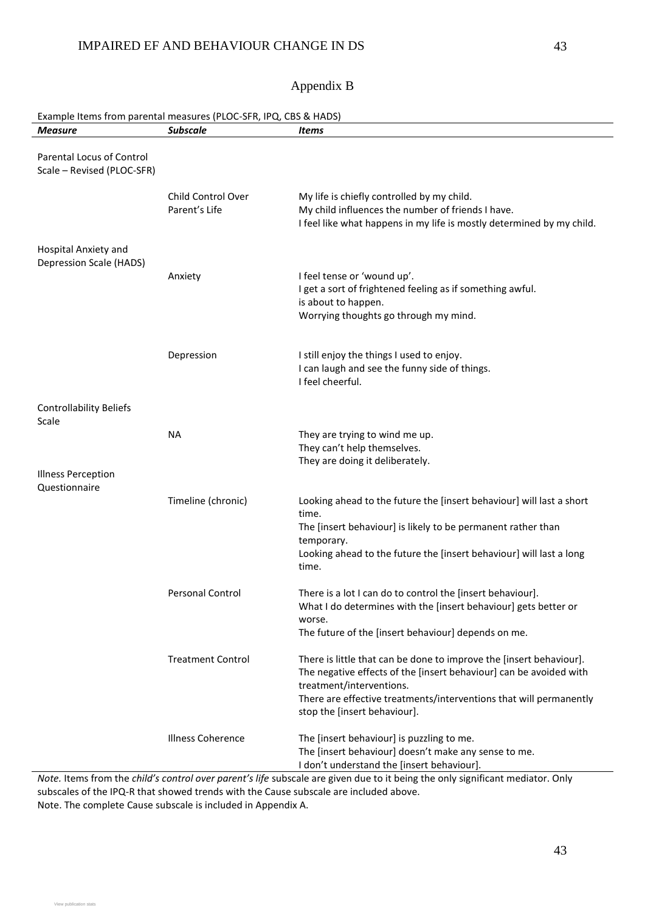# Appendix B

Example Items from parental measures (PLOC-SFR, IPQ, CBS & HADS)

| ***Measure*** | ***Subscale*** | ***Items*** |
|---|---|---|
| Parental Locus of Control Scale – Revised (PLOC-SFR) | | |
| | Child Control Over Parent's Life | My life is chiefly controlled by my child.<br>My child influences the number of friends I have.<br>I feel like what happens in my life is mostly determined by my child. |
| Hospital Anxiety and Depression Scale (HADS) | | |
| | Anxiety | I feel tense or 'wound up'.<br>I get a sort of frightened feeling as if something awful.<br>is about to happen.<br>Worrying thoughts go through my mind. |
| | Depression | I still enjoy the things I used to enjoy.<br>I can laugh and see the funny side of things.<br>I feel cheerful. |
| Controllability Beliefs Scale | | |
| | NA | They are trying to wind me up.<br>They can't help themselves.<br>They are doing it deliberately. |
| Illness Perception Questionnaire | | |
| | Timeline (chronic) | Looking ahead to the future the [insert behaviour] will last a short time.<br>The [insert behaviour] is likely to be permanent rather than temporary.<br>Looking ahead to the future the [insert behaviour] will last a long time. |
| | Personal Control | There is a lot I can do to control the [insert behaviour].<br>What I do determines with the [insert behaviour] gets better or worse.<br>The future of the [insert behaviour] depends on me. |
| | Treatment Control | There is little that can be done to improve the [insert behaviour].<br>The negative effects of the [insert behaviour] can be avoided with treatment/interventions.<br>There are effective treatments/interventions that will permanently stop the [insert behaviour]. |
| | Illness Coherence | The [insert behaviour] is puzzling to me.<br>The [insert behaviour] doesn't make any sense to me.<br>I don't understand the [insert behaviour]. |

*Note.* Items from the *child's control over parent's life* subscale are given due to it being the only significant mediator. Only subscales of the IPQ-R that showed trends with the Cause subscale are included above.

Note. The complete Cause subscale is included in Appendix A.